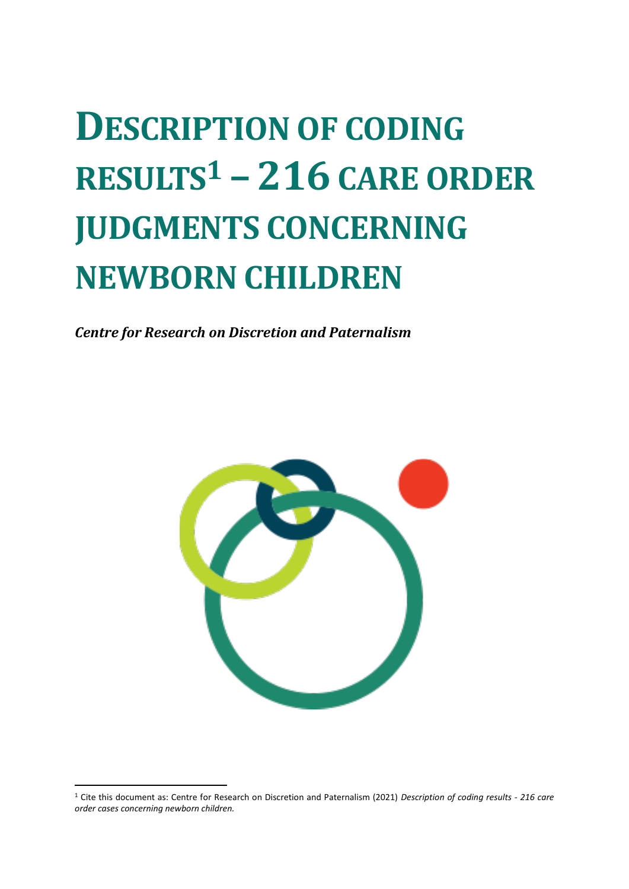# DESCRIPTION OF CODING RESULTS[1] – 216 CARE ORDER JUDGMENTS CONCERNING NEWBORN CHILDREN

***Centre for Research on Discretion and Paternalism***

[1] Cite this document as: Centre for Research on Discretion and Paternalism (2021) *Description of coding results - 216 care order cases concerning newborn children.*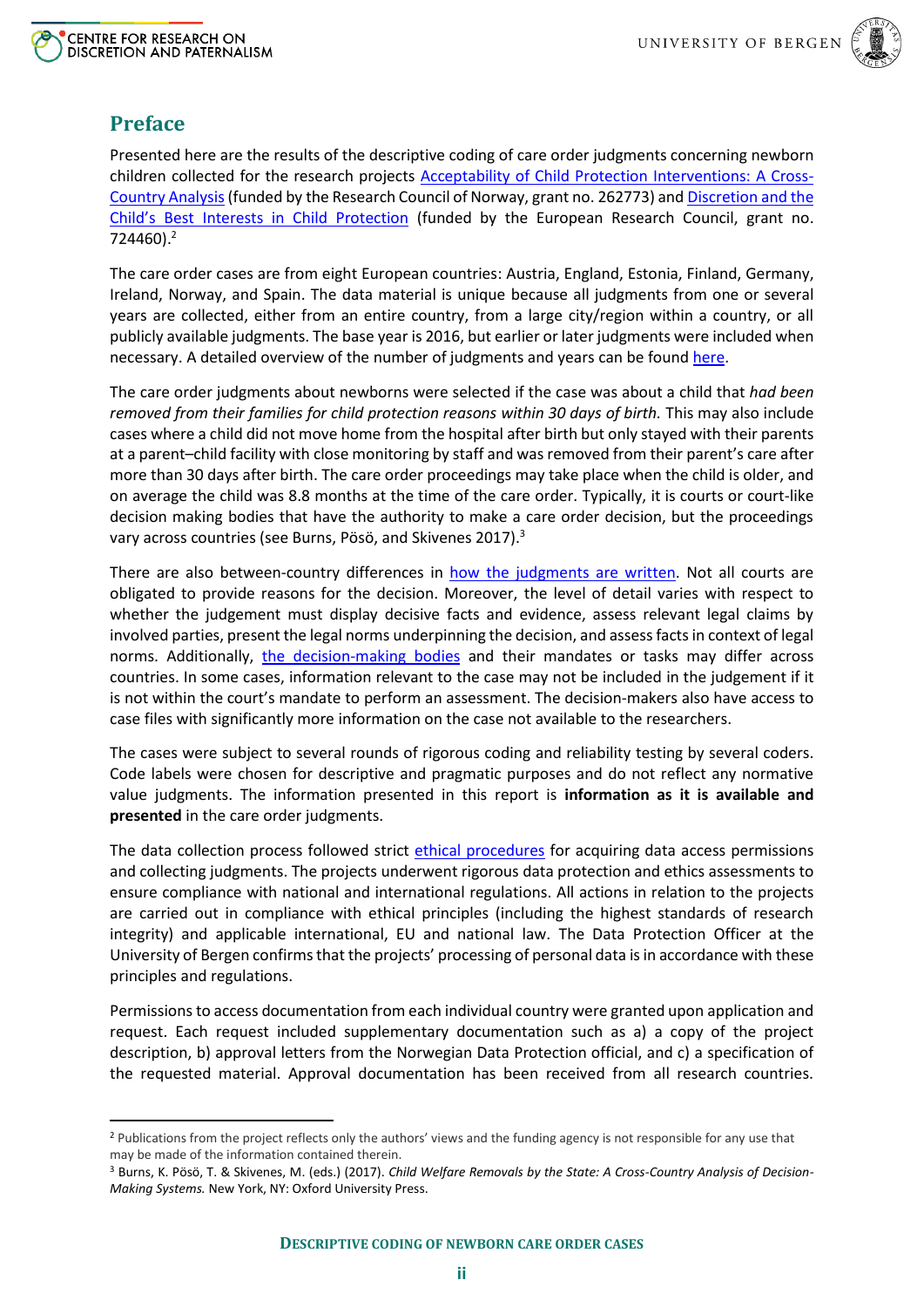## Preface

Presented here are the results of the descriptive coding of care order judgments concerning newborn children collected for the research projects Acceptability of Child Protection Interventions: A Cross-Country Analysis (funded by the Research Council of Norway, grant no. 262773) and Discretion and the Child's Best Interests in Child Protection (funded by the European Research Council, grant no. 724460).[2]

The care order cases are from eight European countries: Austria, England, Estonia, Finland, Germany, Ireland, Norway, and Spain. The data material is unique because all judgments from one or several years are collected, either from an entire country, from a large city/region within a country, or all publicly available judgments. The base year is 2016, but earlier or later judgments were included when necessary. A detailed overview of the number of judgments and years can be found here.

The care order judgments about newborns were selected if the case was about a child that *had been removed from their families for child protection reasons within 30 days of birth.* This may also include cases where a child did not move home from the hospital after birth but only stayed with their parents at a parent–child facility with close monitoring by staff and was removed from their parent's care after more than 30 days after birth. The care order proceedings may take place when the child is older, and on average the child was 8.8 months at the time of the care order. Typically, it is courts or court-like decision making bodies that have the authority to make a care order decision, but the proceedings vary across countries (see Burns, Pösö, and Skivenes 2017).[3]

There are also between-country differences in how the judgments are written. Not all courts are obligated to provide reasons for the decision. Moreover, the level of detail varies with respect to whether the judgement must display decisive facts and evidence, assess relevant legal claims by involved parties, present the legal norms underpinning the decision, and assess facts in context of legal norms. Additionally, the decision-making bodies and their mandates or tasks may differ across countries. In some cases, information relevant to the case may not be included in the judgement if it is not within the court's mandate to perform an assessment. The decision-makers also have access to case files with significantly more information on the case not available to the researchers.

The cases were subject to several rounds of rigorous coding and reliability testing by several coders. Code labels were chosen for descriptive and pragmatic purposes and do not reflect any normative value judgments. The information presented in this report is **information as it is available and presented** in the care order judgments.

The data collection process followed strict ethical procedures for acquiring data access permissions and collecting judgments. The projects underwent rigorous data protection and ethics assessments to ensure compliance with national and international regulations. All actions in relation to the projects are carried out in compliance with ethical principles (including the highest standards of research integrity) and applicable international, EU and national law. The Data Protection Officer at the University of Bergen confirms that the projects' processing of personal data is in accordance with these principles and regulations.

Permissions to access documentation from each individual country were granted upon application and request. Each request included supplementary documentation such as a) a copy of the project description, b) approval letters from the Norwegian Data Protection official, and c) a specification of the requested material. Approval documentation has been received from all research countries.

---

[2] Publications from the project reflects only the authors' views and the funding agency is not responsible for any use that may be made of the information contained therein.

[3] Burns, K. Pösö, T. & Skivenes, M. (eds.) (2017). *Child Welfare Removals by the State: A Cross-Country Analysis of Decision-Making Systems.* New York, NY: Oxford University Press.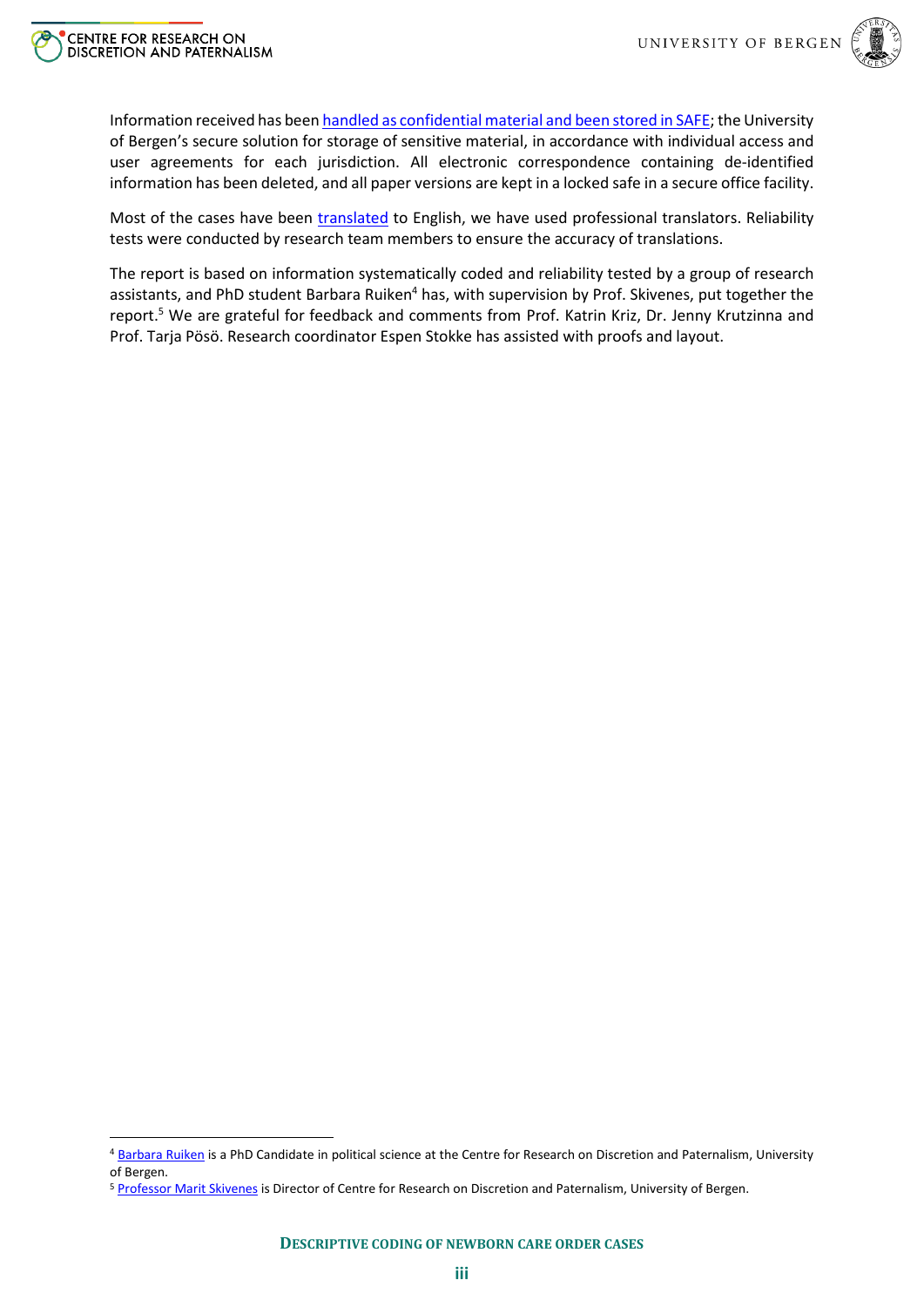Information received has been handled as confidential material and been stored in SAFE; the University of Bergen's secure solution for storage of sensitive material, in accordance with individual access and user agreements for each jurisdiction. All electronic correspondence containing de-identified information has been deleted, and all paper versions are kept in a locked safe in a secure office facility.

Most of the cases have been translated to English, we have used professional translators. Reliability tests were conducted by research team members to ensure the accuracy of translations.

The report is based on information systematically coded and reliability tested by a group of research assistants, and PhD student Barbara Ruiken[4] has, with supervision by Prof. Skivenes, put together the report.[5] We are grateful for feedback and comments from Prof. Katrin Kriz, Dr. Jenny Krutzinna and Prof. Tarja Pösö. Research coordinator Espen Stokke has assisted with proofs and layout.

---

[4] Barbara Ruiken is a PhD Candidate in political science at the Centre for Research on Discretion and Paternalism, University of Bergen.

[5] Professor Marit Skivenes is Director of Centre for Research on Discretion and Paternalism, University of Bergen.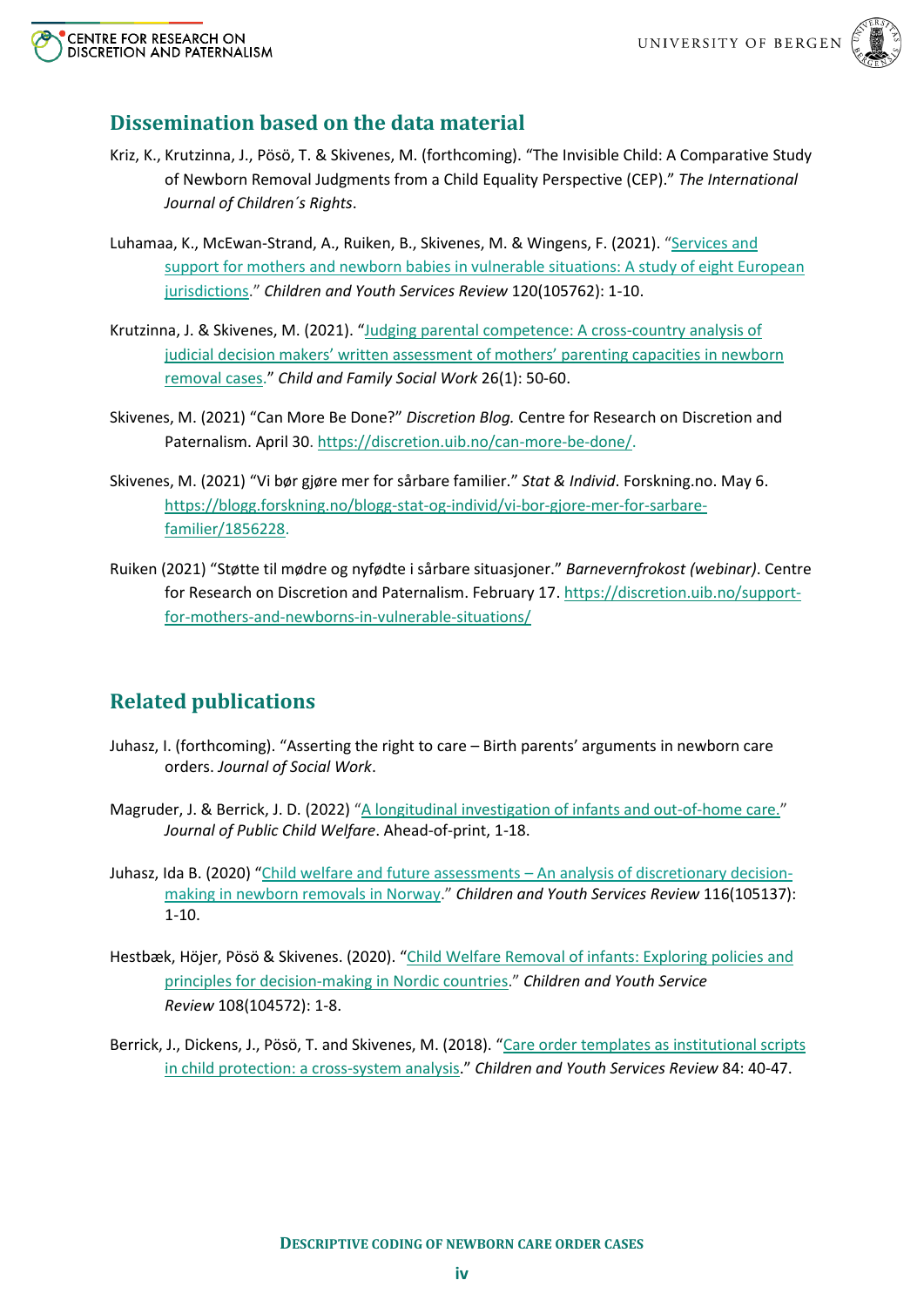## Dissemination based on the data material

Kriz, K., Krutzinna, J., Pösö, T. & Skivenes, M. (forthcoming). "The Invisible Child: A Comparative Study of Newborn Removal Judgments from a Child Equality Perspective (CEP)." *The International Journal of Children´s Rights*.

Luhamaa, K., McEwan-Strand, A., Ruiken, B., Skivenes, M. & Wingens, F. (2021). "Services and support for mothers and newborn babies in vulnerable situations: A study of eight European jurisdictions." *Children and Youth Services Review* 120(105762): 1-10.

Krutzinna, J. & Skivenes, M. (2021). "Judging parental competence: A cross-country analysis of judicial decision makers' written assessment of mothers' parenting capacities in newborn removal cases." *Child and Family Social Work* 26(1): 50-60.

Skivenes, M. (2021) "Can More Be Done?" *Discretion Blog.* Centre for Research on Discretion and Paternalism. April 30. https://discretion.uib.no/can-more-be-done/.

Skivenes, M. (2021) "Vi bør gjøre mer for sårbare familier." *Stat & Individ*. Forskning.no. May 6. https://blogg.forskning.no/blogg-stat-og-individ/vi-bor-gjore-mer-for-sarbare-familier/1856228.

Ruiken (2021) "Støtte til mødre og nyfødte i sårbare situasjoner." *Barnevernfrokost (webinar)*. Centre for Research on Discretion and Paternalism. February 17. https://discretion.uib.no/support-for-mothers-and-newborns-in-vulnerable-situations/

## Related publications

Juhasz, I. (forthcoming). "Asserting the right to care – Birth parents' arguments in newborn care orders. *Journal of Social Work*.

Magruder, J. & Berrick, J. D. (2022) "A longitudinal investigation of infants and out-of-home care." *Journal of Public Child Welfare*. Ahead-of-print, 1-18.

Juhasz, Ida B. (2020) "Child welfare and future assessments – An analysis of discretionary decision-making in newborn removals in Norway." *Children and Youth Services Review* 116(105137): 1-10.

Hestbæk, Höjer, Pösö & Skivenes. (2020). "Child Welfare Removal of infants: Exploring policies and principles for decision-making in Nordic countries." *Children and Youth Service Review* 108(104572): 1-8.

Berrick, J., Dickens, J., Pösö, T. and Skivenes, M. (2018). "Care order templates as institutional scripts in child protection: a cross-system analysis." *Children and Youth Services Review* 84: 40-47.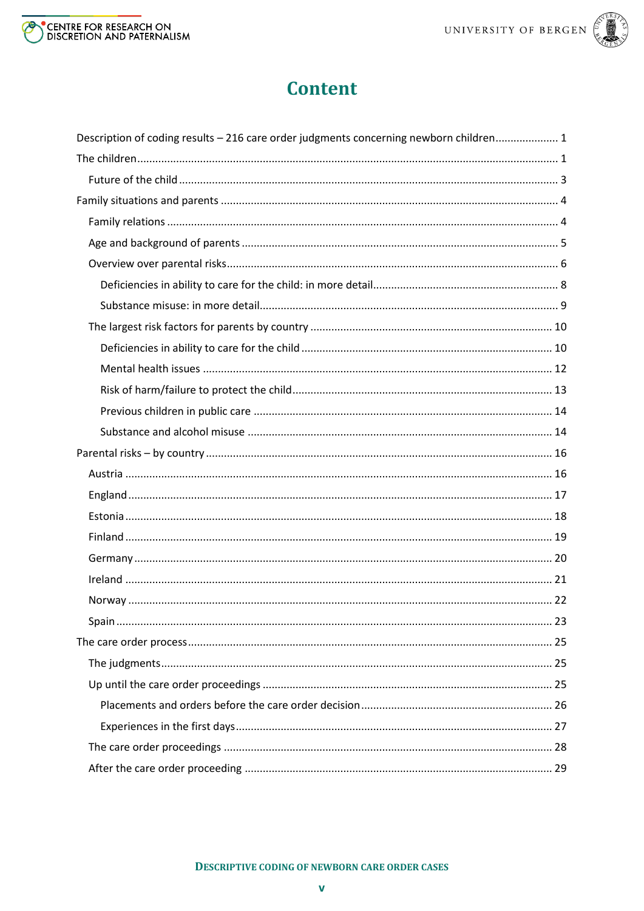# Content

- Description of coding results – 216 care order judgments concerning newborn children ..... 1
- The children ..... 1
  - Future of the child ..... 3
- Family situations and parents ..... 4
  - Family relations ..... 4
  - Age and background of parents ..... 5
  - Overview over parental risks ..... 6
    - Deficiencies in ability to care for the child: in more detail ..... 8
    - Substance misuse: in more detail ..... 9
  - The largest risk factors for parents by country ..... 10
    - Deficiencies in ability to care for the child ..... 10
    - Mental health issues ..... 12
    - Risk of harm/failure to protect the child ..... 13
    - Previous children in public care ..... 14
    - Substance and alcohol misuse ..... 14
- Parental risks – by country ..... 16
  - Austria ..... 16
  - England ..... 17
  - Estonia ..... 18
  - Finland ..... 19
  - Germany ..... 20
  - Ireland ..... 21
  - Norway ..... 22
  - Spain ..... 23
- The care order process ..... 25
  - The judgments ..... 25
  - Up until the care order proceedings ..... 25
    - Placements and orders before the care order decision ..... 26
    - Experiences in the first days ..... 27
  - The care order proceedings ..... 28
  - After the care order proceeding ..... 29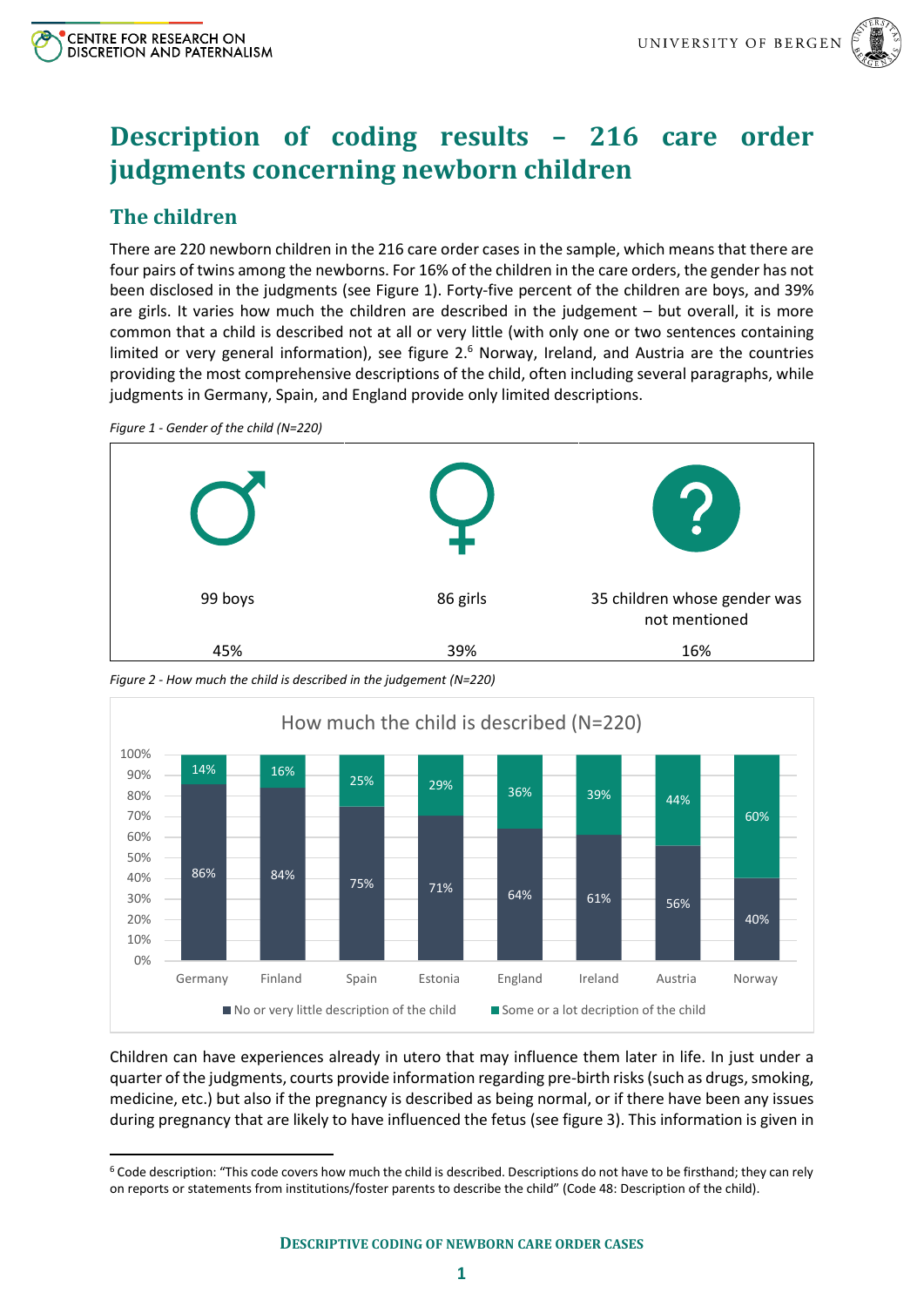# Description of coding results – 216 care order judgments concerning newborn children

## The children

There are 220 newborn children in the 216 care order cases in the sample, which means that there are four pairs of twins among the newborns. For 16% of the children in the care orders, the gender has not been disclosed in the judgments (see Figure 1). Forty-five percent of the children are boys, and 39% are girls. It varies how much the children are described in the judgement – but overall, it is more common that a child is described not at all or very little (with only one or two sentences containing limited or very general information), see figure 2.[6] Norway, Ireland, and Austria are the countries providing the most comprehensive descriptions of the child, often including several paragraphs, while judgments in Germany, Spain, and England provide only limited descriptions.

*Figure 1 - Gender of the child (N=220)*

| 99 boys | 86 girls | 35 children whose gender was not mentioned |
|---|---|---|
| 45% | 39% | 16% |

*Figure 2 - How much the child is described in the judgement (N=220)*

How much the child is described (N=220)

| Country | No or very little description of the child | Some or a lot decription of the child |
|---|---|---|
| Germany | 86% | 14% |
| Finland | 84% | 16% |
| Spain | 75% | 25% |
| Estonia | 71% | 29% |
| England | 64% | 36% |
| Ireland | 61% | 39% |
| Austria | 56% | 44% |
| Norway | 40% | 60% |

Children can have experiences already in utero that may influence them later in life. In just under a quarter of the judgments, courts provide information regarding pre-birth risks (such as drugs, smoking, medicine, etc.) but also if the pregnancy is described as being normal, or if there have been any issues during pregnancy that are likely to have influenced the fetus (see figure 3). This information is given in

[6] Code description: "This code covers how much the child is described. Descriptions do not have to be firsthand; they can rely on reports or statements from institutions/foster parents to describe the child" (Code 48: Description of the child).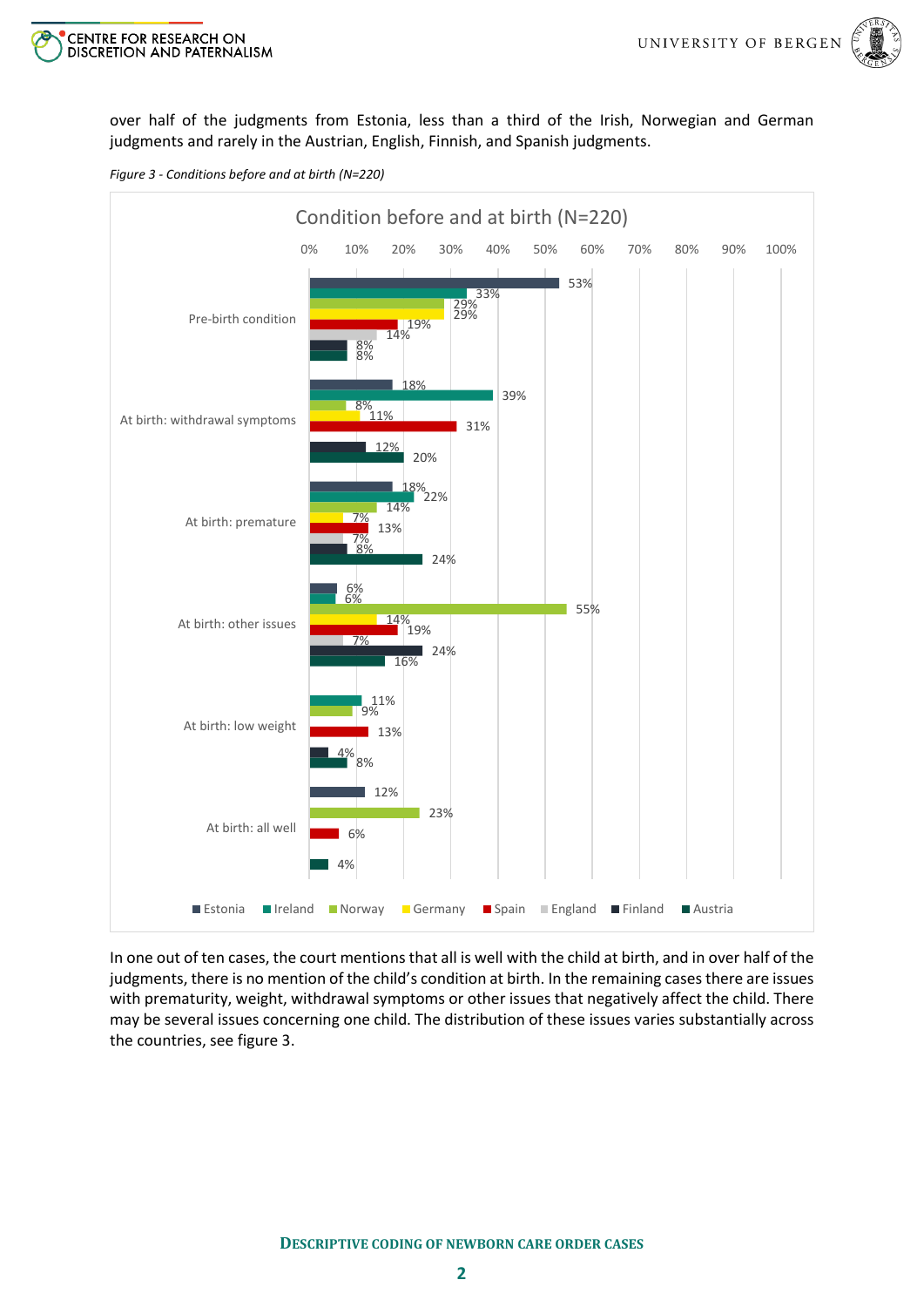over half of the judgments from Estonia, less than a third of the Irish, Norwegian and German judgments and rarely in the Austrian, English, Finnish, and Spanish judgments.

*Figure 3 - Conditions before and at birth (N=220)*

| Condition before and at birth (N=220) | Estonia | Ireland | Norway | Germany | Spain | England | Finland | Austria |
|---|---|---|---|---|---|---|---|---|
| Pre-birth condition | 53% | 33% | 29% | 29% | 19% | 14% | 8% | 8% |
| At birth: withdrawal symptoms | 18% | 39% | 8% | 11% | 31% | | 12% | 20% |
| At birth: premature | 18% | 22% | 14% | 7% | 13% | 7% | 8% | 24% |
| At birth: other issues | 6% | 6% | 55% | 14% | 19% | 7% | 24% | 16% |
| At birth: low weight | | 11% | 9% | | 13% | | 4% | 8% |
| At birth: all well | 12% | | 23% | | 6% | | | 4% |

In one out of ten cases, the court mentions that all is well with the child at birth, and in over half of the judgments, there is no mention of the child's condition at birth. In the remaining cases there are issues with prematurity, weight, withdrawal symptoms or other issues that negatively affect the child. There may be several issues concerning one child. The distribution of these issues varies substantially across the countries, see figure 3.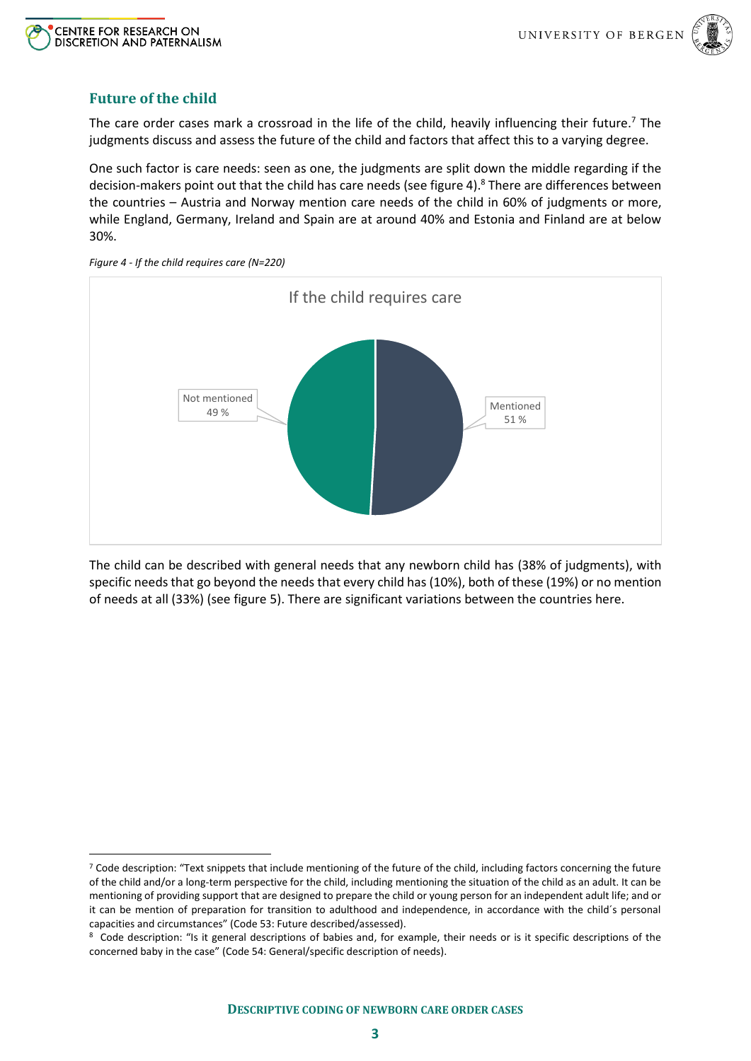## Future of the child

The care order cases mark a crossroad in the life of the child, heavily influencing their future.[7] The judgments discuss and assess the future of the child and factors that affect this to a varying degree.

One such factor is care needs: seen as one, the judgments are split down the middle regarding if the decision-makers point out that the child has care needs (see figure 4).[8] There are differences between the countries – Austria and Norway mention care needs of the child in 60% of judgments or more, while England, Germany, Ireland and Spain are at around 40% and Estonia and Finland are at below 30%.

*Figure 4 - If the child requires care (N=220)*

If the child requires care

| | |
|---|---|
| Mentioned | 51 % |
| Not mentioned | 49 % |

The child can be described with general needs that any newborn child has (38% of judgments), with specific needs that go beyond the needs that every child has (10%), both of these (19%) or no mention of needs at all (33%) (see figure 5). There are significant variations between the countries here.

---

[7] Code description: "Text snippets that include mentioning of the future of the child, including factors concerning the future of the child and/or a long-term perspective for the child, including mentioning the situation of the child as an adult. It can be mentioning of providing support that are designed to prepare the child or young person for an independent adult life; and or it can be mention of preparation for transition to adulthood and independence, in accordance with the child´s personal capacities and circumstances" (Code 53: Future described/assessed).

[8] Code description: "Is it general descriptions of babies and, for example, their needs or is it specific descriptions of the concerned baby in the case" (Code 54: General/specific description of needs).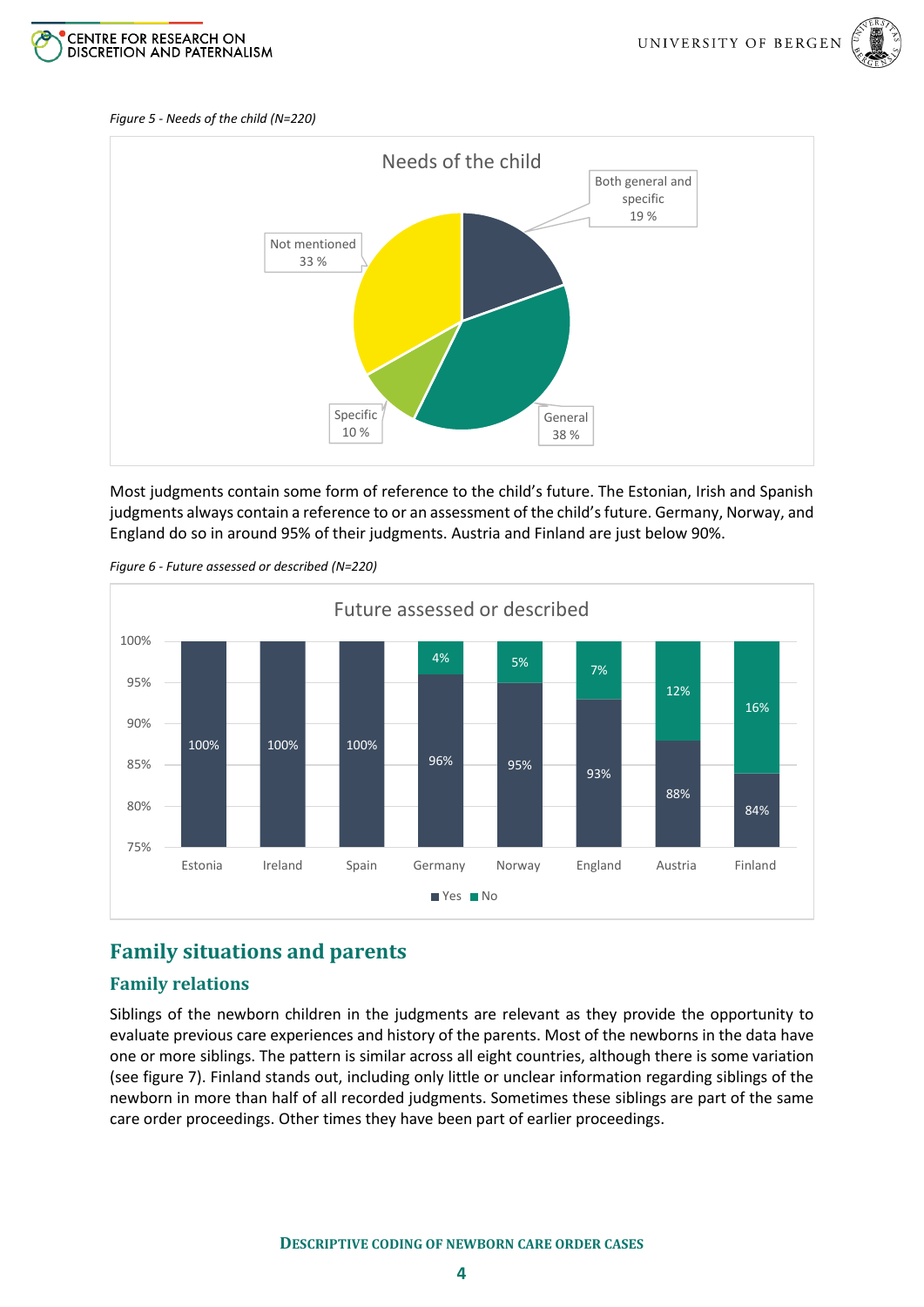*Figure 5 - Needs of the child (N=220)*

Most judgments contain some form of reference to the child's future. The Estonian, Irish and Spanish judgments always contain a reference to or an assessment of the child's future. Germany, Norway, and England do so in around 95% of their judgments. Austria and Finland are just below 90%.

*Figure 6 - Future assessed or described (N=220)*

## Family situations and parents

### Family relations

Siblings of the newborn children in the judgments are relevant as they provide the opportunity to evaluate previous care experiences and history of the parents. Most of the newborns in the data have one or more siblings. The pattern is similar across all eight countries, although there is some variation (see figure 7). Finland stands out, including only little or unclear information regarding siblings of the newborn in more than half of all recorded judgments. Sometimes these siblings are part of the same care order proceedings. Other times they have been part of earlier proceedings.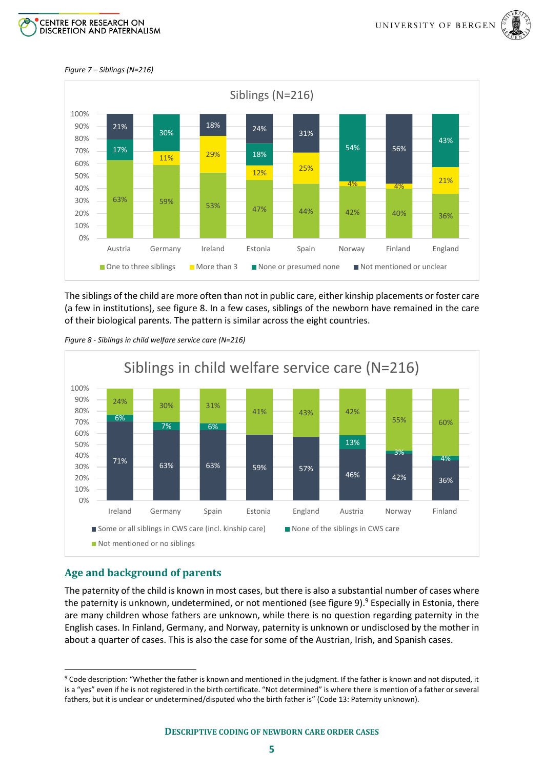*Figure 7 – Siblings (N=216)*

| | Austria | Germany | Ireland | Estonia | Spain | Norway | Finland | England |
|---|---|---|---|---|---|---|---|---|
| One to three siblings | 63% | 59% | 53% | 47% | 44% | 42% | 40% | 36% |
| More than 3 | | 11% | 29% | 12% | 25% | 4% | 4% | 21% |
| None or presumed none | 17% | 30% | | 18% | | 54% | | 43% |
| Not mentioned or unclear | 21% | | 18% | 24% | 31% | | 56% | |

The siblings of the child are more often than not in public care, either kinship placements or foster care (a few in institutions), see figure 8. In a few cases, siblings of the newborn have remained in the care of their biological parents. The pattern is similar across the eight countries.

*Figure 8 - Siblings in child welfare service care (N=216)*

| | Ireland | Germany | Spain | Estonia | England | Austria | Norway | Finland |
|---|---|---|---|---|---|---|---|---|
| Some or all siblings in CWS care (incl. kinship care) | 71% | 63% | 63% | 59% | 57% | 46% | 42% | 36% |
| None of the siblings in CWS care | 6% | 7% | 6% | | | 13% | 3% | 4% |
| Not mentioned or no siblings | 24% | 30% | 31% | 41% | 43% | 42% | 55% | 60% |

## Age and background of parents

The paternity of the child is known in most cases, but there is also a substantial number of cases where the paternity is unknown, undetermined, or not mentioned (see figure 9).[9] Especially in Estonia, there are many children whose fathers are unknown, while there is no question regarding paternity in the English cases. In Finland, Germany, and Norway, paternity is unknown or undisclosed by the mother in about a quarter of cases. This is also the case for some of the Austrian, Irish, and Spanish cases.

[9] Code description: "Whether the father is known and mentioned in the judgment. If the father is known and not disputed, it is a "yes" even if he is not registered in the birth certificate. "Not determined" is where there is mention of a father or several fathers, but it is unclear or undetermined/disputed who the birth father is" (Code 13: Paternity unknown).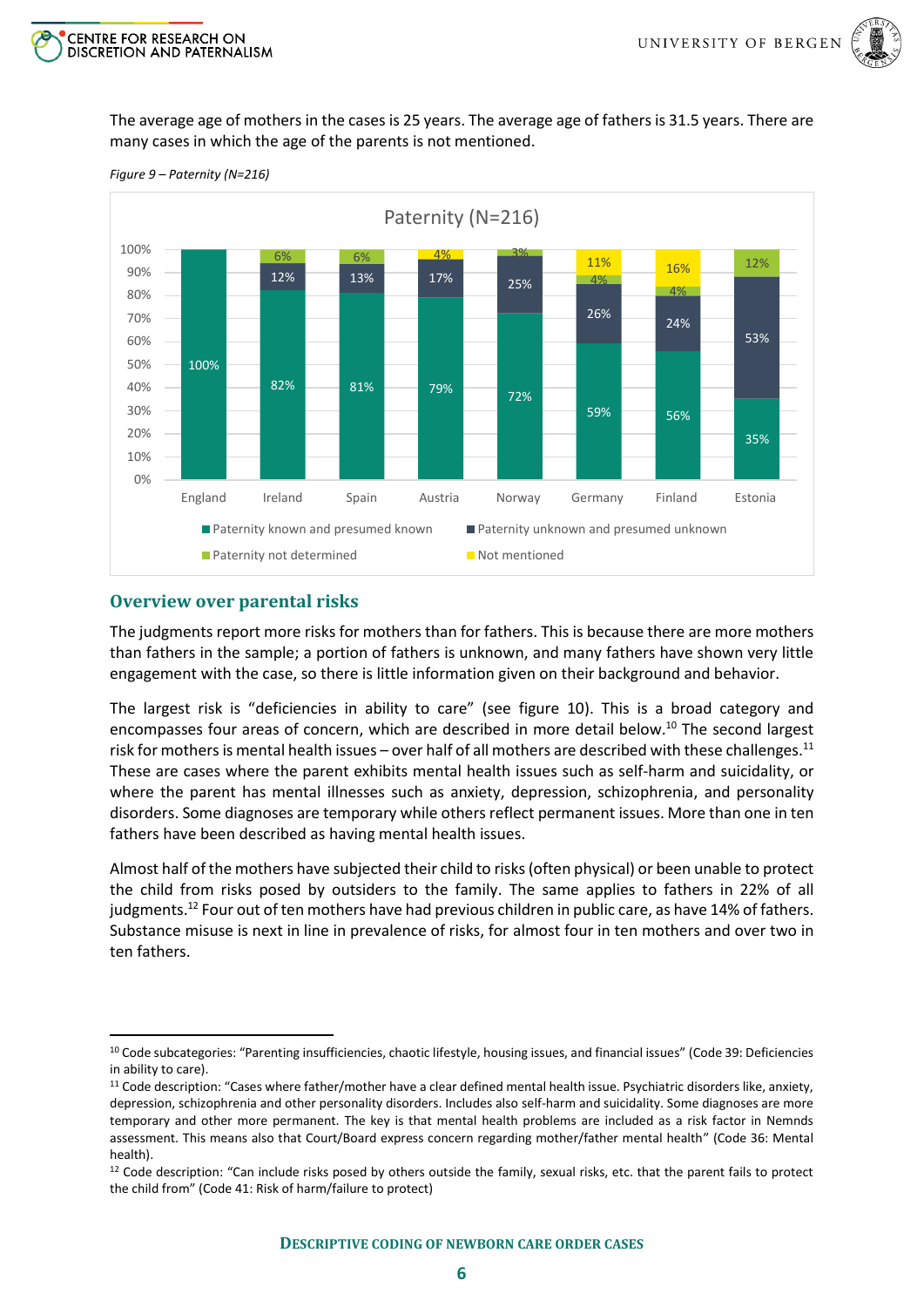The average age of mothers in the cases is 25 years. The average age of fathers is 31.5 years. There are many cases in which the age of the parents is not mentioned.

*Figure 9 – Paternity (N=216)*

Paternity (N=216)

| | England | Ireland | Spain | Austria | Norway | Germany | Finland | Estonia |
|---|---|---|---|---|---|---|---|---|
| Paternity known and presumed known | 100% | 82% | 81% | 79% | 72% | 59% | 56% | 35% |
| Paternity unknown and presumed unknown | | 12% | 13% | 17% | 25% | 26% | 24% | 53% |
| Paternity not determined | | 6% | 6% | | 3% | 4% | 4% | 12% |
| Not mentioned | | | | 4% | | 11% | 16% | |

## Overview over parental risks

The judgments report more risks for mothers than for fathers. This is because there are more mothers than fathers in the sample; a portion of fathers is unknown, and many fathers have shown very little engagement with the case, so there is little information given on their background and behavior.

The largest risk is "deficiencies in ability to care" (see figure 10). This is a broad category and encompasses four areas of concern, which are described in more detail below.[10] The second largest risk for mothers is mental health issues – over half of all mothers are described with these challenges.[11] These are cases where the parent exhibits mental health issues such as self-harm and suicidality, or where the parent has mental illnesses such as anxiety, depression, schizophrenia, and personality disorders. Some diagnoses are temporary while others reflect permanent issues. More than one in ten fathers have been described as having mental health issues.

Almost half of the mothers have subjected their child to risks (often physical) or been unable to protect the child from risks posed by outsiders to the family. The same applies to fathers in 22% of all judgments.[12] Four out of ten mothers have had previous children in public care, as have 14% of fathers. Substance misuse is next in line in prevalence of risks, for almost four in ten mothers and over two in ten fathers.

---

[10] Code subcategories: "Parenting insufficiencies, chaotic lifestyle, housing issues, and financial issues" (Code 39: Deficiencies in ability to care).

[11] Code description: "Cases where father/mother have a clear defined mental health issue. Psychiatric disorders like, anxiety, depression, schizophrenia and other personality disorders. Includes also self-harm and suicidality. Some diagnoses are more temporary and other more permanent. The key is that mental health problems are included as a risk factor in Nemnds assessment. This means also that Court/Board express concern regarding mother/father mental health" (Code 36: Mental health).

[12] Code description: "Can include risks posed by others outside the family, sexual risks, etc. that the parent fails to protect the child from" (Code 41: Risk of harm/failure to protect)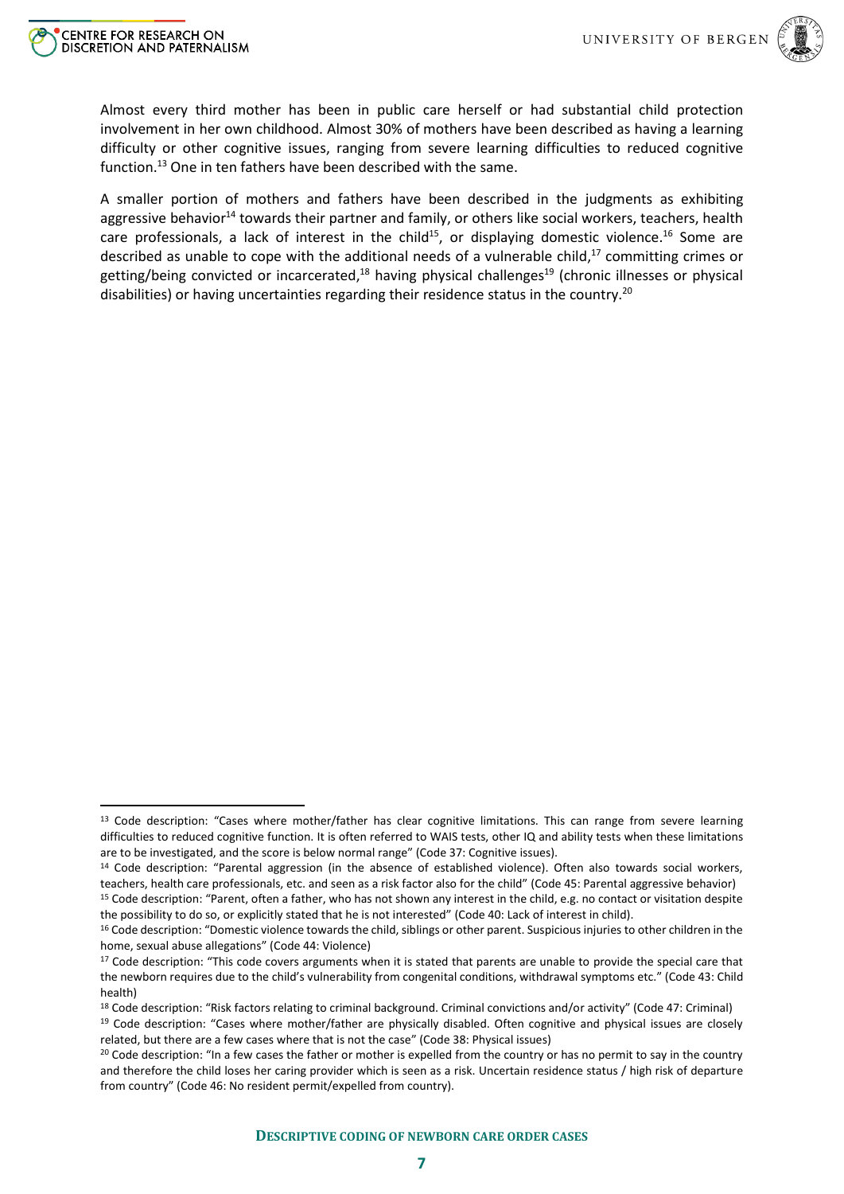Almost every third mother has been in public care herself or had substantial child protection involvement in her own childhood. Almost 30% of mothers have been described as having a learning difficulty or other cognitive issues, ranging from severe learning difficulties to reduced cognitive function.[13] One in ten fathers have been described with the same.

A smaller portion of mothers and fathers have been described in the judgments as exhibiting aggressive behavior[14] towards their partner and family, or others like social workers, teachers, health care professionals, a lack of interest in the child[15], or displaying domestic violence.[16] Some are described as unable to cope with the additional needs of a vulnerable child,[17] committing crimes or getting/being convicted or incarcerated,[18] having physical challenges[19] (chronic illnesses or physical disabilities) or having uncertainties regarding their residence status in the country.[20]

---

[13] Code description: "Cases where mother/father has clear cognitive limitations. This can range from severe learning difficulties to reduced cognitive function. It is often referred to WAIS tests, other IQ and ability tests when these limitations are to be investigated, and the score is below normal range" (Code 37: Cognitive issues).

[14] Code description: "Parental aggression (in the absence of established violence). Often also towards social workers, teachers, health care professionals, etc. and seen as a risk factor also for the child" (Code 45: Parental aggressive behavior)

[15] Code description: "Parent, often a father, who has not shown any interest in the child, e.g. no contact or visitation despite the possibility to do so, or explicitly stated that he is not interested" (Code 40: Lack of interest in child).

[16] Code description: "Domestic violence towards the child, siblings or other parent. Suspicious injuries to other children in the home, sexual abuse allegations" (Code 44: Violence)

[17] Code description: "This code covers arguments when it is stated that parents are unable to provide the special care that the newborn requires due to the child's vulnerability from congenital conditions, withdrawal symptoms etc." (Code 43: Child health)

[18] Code description: "Risk factors relating to criminal background. Criminal convictions and/or activity" (Code 47: Criminal)

[19] Code description: "Cases where mother/father are physically disabled. Often cognitive and physical issues are closely related, but there are a few cases where that is not the case" (Code 38: Physical issues)

[20] Code description: "In a few cases the father or mother is expelled from the country or has no permit to say in the country and therefore the child loses her caring provider which is seen as a risk. Uncertain residence status / high risk of departure from country" (Code 46: No resident permit/expelled from country).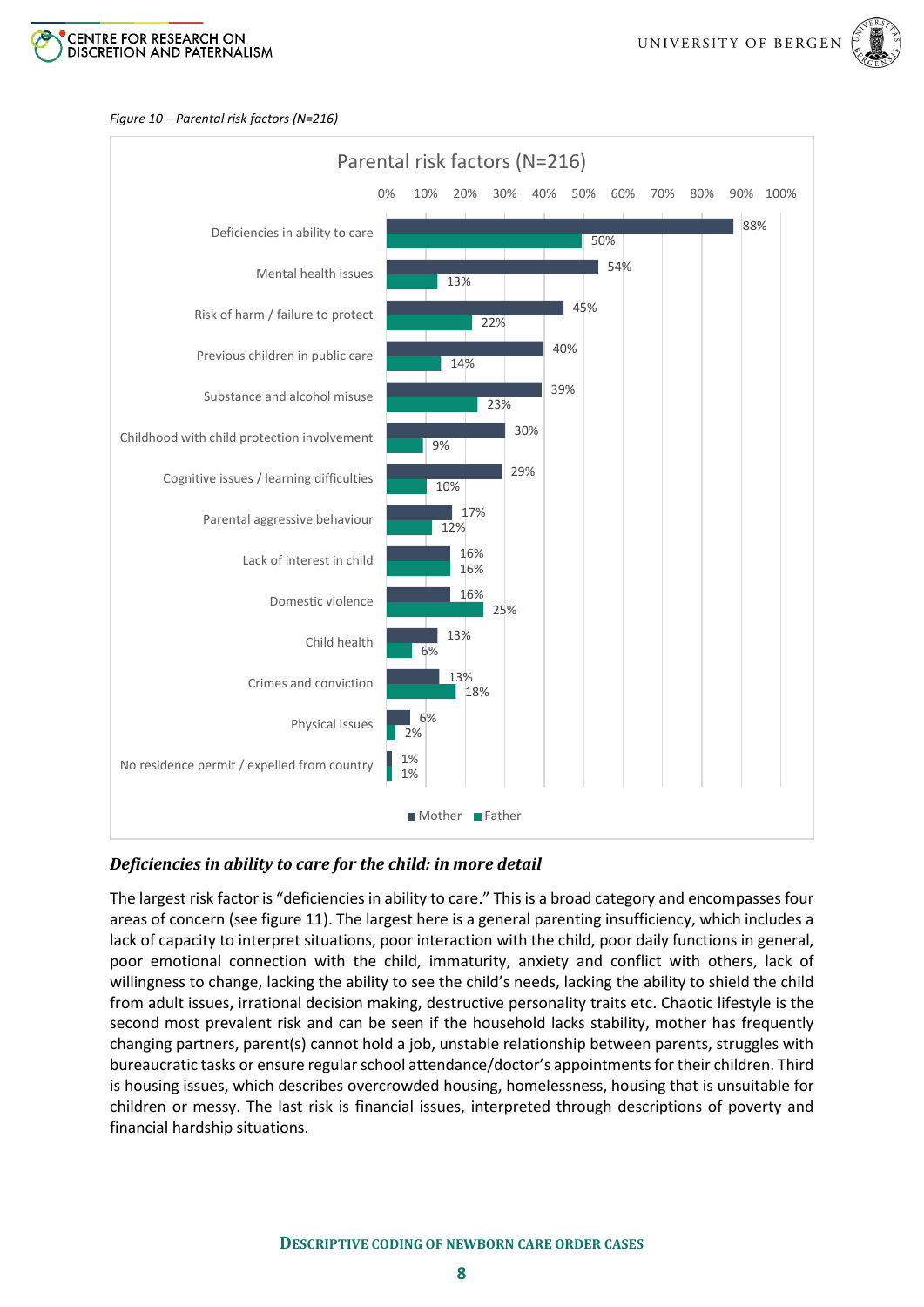*Figure 10 – Parental risk factors (N=216)*

| Parental risk factors (N=216) | Mother | Father |
|---|---|---|
| Deficiencies in ability to care | 88% | 50% |
| Mental health issues | 54% | 13% |
| Risk of harm / failure to protect | 45% | 22% |
| Previous children in public care | 40% | 14% |
| Substance and alcohol misuse | 39% | 23% |
| Childhood with child protection involvement | 30% | 9% |
| Cognitive issues / learning difficulties | 29% | 10% |
| Parental aggressive behaviour | 17% | 12% |
| Lack of interest in child | 16% | 16% |
| Domestic violence | 16% | 25% |
| Child health | 13% | 6% |
| Crimes and conviction | 13% | 18% |
| Physical issues | 6% | 2% |
| No residence permit / expelled from country | 1% | 1% |

### *Deficiencies in ability to care for the child: in more detail*

The largest risk factor is "deficiencies in ability to care." This is a broad category and encompasses four areas of concern (see figure 11). The largest here is a general parenting insufficiency, which includes a lack of capacity to interpret situations, poor interaction with the child, poor daily functions in general, poor emotional connection with the child, immaturity, anxiety and conflict with others, lack of willingness to change, lacking the ability to see the child's needs, lacking the ability to shield the child from adult issues, irrational decision making, destructive personality traits etc. Chaotic lifestyle is the second most prevalent risk and can be seen if the household lacks stability, mother has frequently changing partners, parent(s) cannot hold a job, unstable relationship between parents, struggles with bureaucratic tasks or ensure regular school attendance/doctor's appointments for their children. Third is housing issues, which describes overcrowded housing, homelessness, housing that is unsuitable for children or messy. The last risk is financial issues, interpreted through descriptions of poverty and financial hardship situations.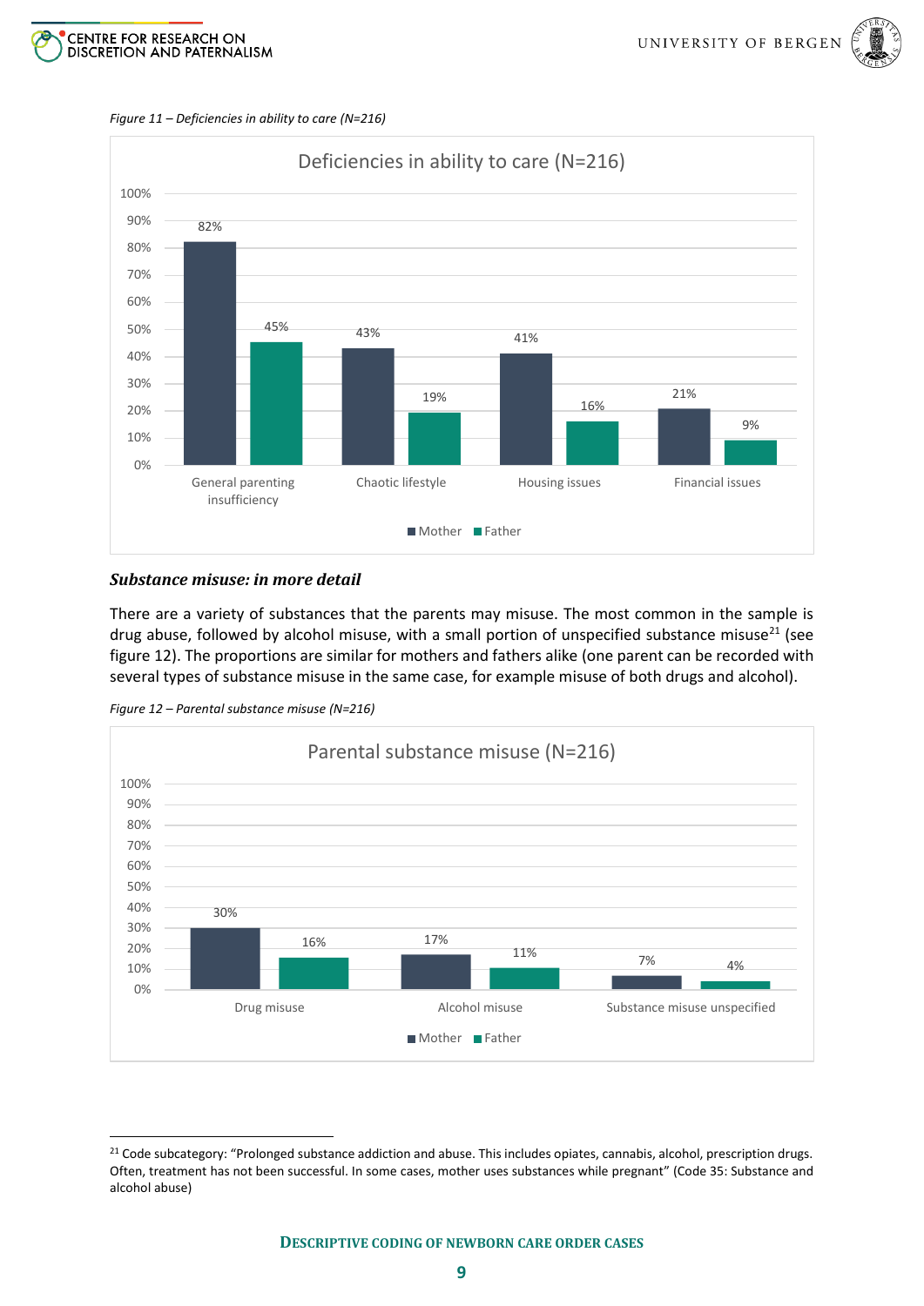*Figure 11 – Deficiencies in ability to care (N=216)*

| Deficiencies in ability to care (N=216) | Mother | Father |
|---|---|---|
| General parenting insufficiency | 82% | 45% |
| Chaotic lifestyle | 43% | 19% |
| Housing issues | 41% | 16% |
| Financial issues | 21% | 9% |

### *Substance misuse: in more detail*

There are a variety of substances that the parents may misuse. The most common in the sample is drug abuse, followed by alcohol misuse, with a small portion of unspecified substance misuse[21] (see figure 12). The proportions are similar for mothers and fathers alike (one parent can be recorded with several types of substance misuse in the same case, for example misuse of both drugs and alcohol).

*Figure 12 – Parental substance misuse (N=216)*

| Parental substance misuse (N=216) | Mother | Father |
|---|---|---|
| Drug misuse | 30% | 16% |
| Alcohol misuse | 17% | 11% |
| Substance misuse unspecified | 7% | 4% |

[21] Code subcategory: "Prolonged substance addiction and abuse. This includes opiates, cannabis, alcohol, prescription drugs. Often, treatment has not been successful. In some cases, mother uses substances while pregnant" (Code 35: Substance and alcohol abuse)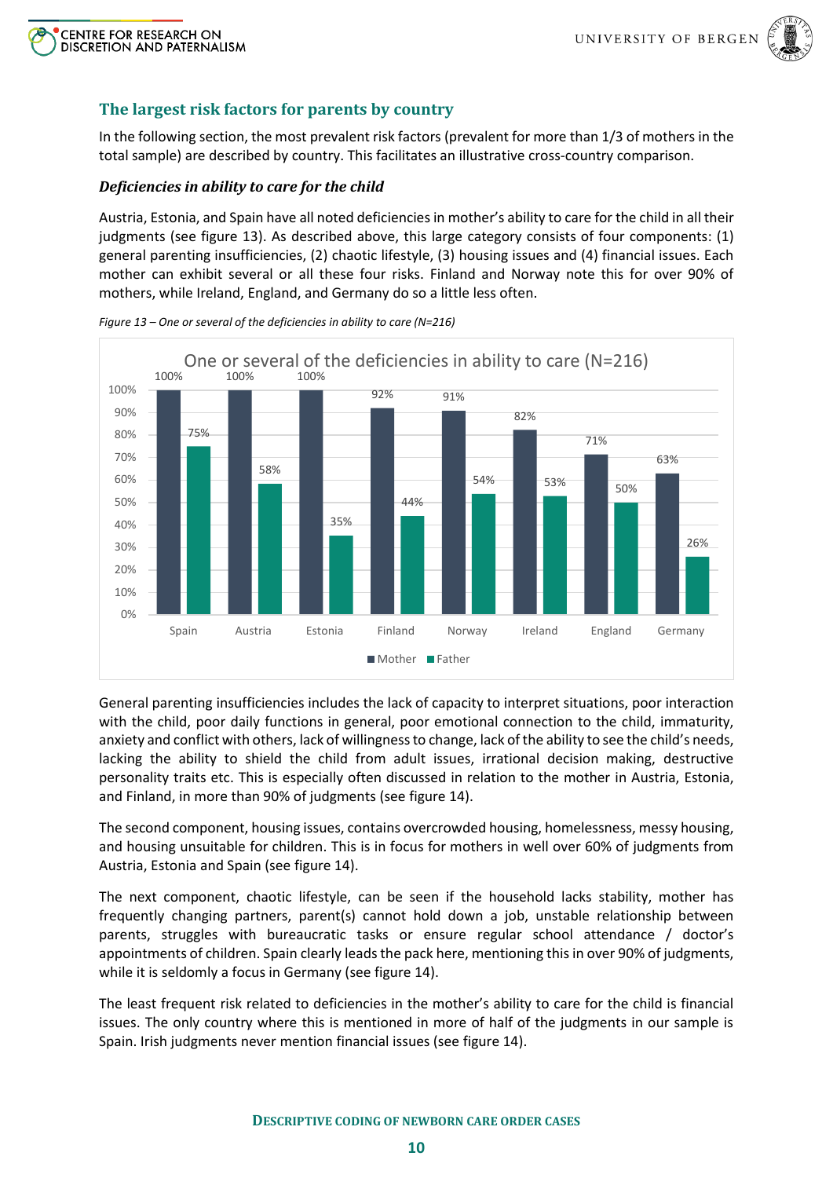## The largest risk factors for parents by country

In the following section, the most prevalent risk factors (prevalent for more than 1/3 of mothers in the total sample) are described by country. This facilitates an illustrative cross-country comparison.

### *Deficiencies in ability to care for the child*

Austria, Estonia, and Spain have all noted deficiencies in mother's ability to care for the child in all their judgments (see figure 13). As described above, this large category consists of four components: (1) general parenting insufficiencies, (2) chaotic lifestyle, (3) housing issues and (4) financial issues. Each mother can exhibit several or all these four risks. Finland and Norway note this for over 90% of mothers, while Ireland, England, and Germany do so a little less often.

*Figure 13 – One or several of the deficiencies in ability to care (N=216)*

One or several of the deficiencies in ability to care (N=216)

| | Mother | Father |
|---|---|---|
| Spain | 100% | 75% |
| Austria | 100% | 58% |
| Estonia | 100% | 35% |
| Finland | 92% | 44% |
| Norway | 91% | 54% |
| Ireland | 82% | 53% |
| England | 71% | 50% |
| Germany | 63% | 26% |

General parenting insufficiencies includes the lack of capacity to interpret situations, poor interaction with the child, poor daily functions in general, poor emotional connection to the child, immaturity, anxiety and conflict with others, lack of willingness to change, lack of the ability to see the child's needs, lacking the ability to shield the child from adult issues, irrational decision making, destructive personality traits etc. This is especially often discussed in relation to the mother in Austria, Estonia, and Finland, in more than 90% of judgments (see figure 14).

The second component, housing issues, contains overcrowded housing, homelessness, messy housing, and housing unsuitable for children. This is in focus for mothers in well over 60% of judgments from Austria, Estonia and Spain (see figure 14).

The next component, chaotic lifestyle, can be seen if the household lacks stability, mother has frequently changing partners, parent(s) cannot hold down a job, unstable relationship between parents, struggles with bureaucratic tasks or ensure regular school attendance / doctor's appointments of children. Spain clearly leads the pack here, mentioning this in over 90% of judgments, while it is seldomly a focus in Germany (see figure 14).

The least frequent risk related to deficiencies in the mother's ability to care for the child is financial issues. The only country where this is mentioned in more of half of the judgments in our sample is Spain. Irish judgments never mention financial issues (see figure 14).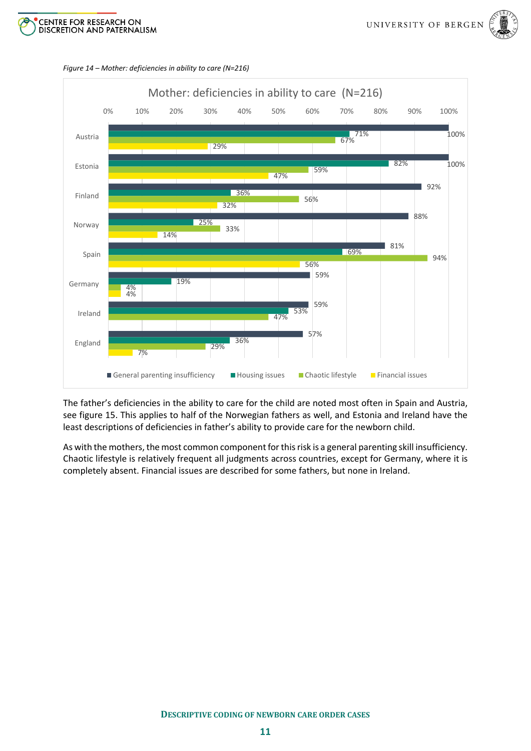*Figure 14 – Mother: deficiencies in ability to care (N=216)*

| Country | General parenting insufficiency | Housing issues | Chaotic lifestyle | Financial issues |
|---|---|---|---|---|
| Austria | 100% | 71% | 67% | 29% |
| Estonia | 100% | 82% | 59% | 47% |
| Finland | 92% | 36% | 56% | 32% |
| Norway | 88% | 25% | 33% | 14% |
| Spain | 81% | 69% | 94% | 56% |
| Germany | 59% | 19% | 4% | 4% |
| Ireland | 59% | 53% | 47% | |
| England | 57% | 36% | 29% | 7% |

The father's deficiencies in the ability to care for the child are noted most often in Spain and Austria, see figure 15. This applies to half of the Norwegian fathers as well, and Estonia and Ireland have the least descriptions of deficiencies in father's ability to provide care for the newborn child.

As with the mothers, the most common component for this risk is a general parenting skill insufficiency. Chaotic lifestyle is relatively frequent all judgments across countries, except for Germany, where it is completely absent. Financial issues are described for some fathers, but none in Ireland.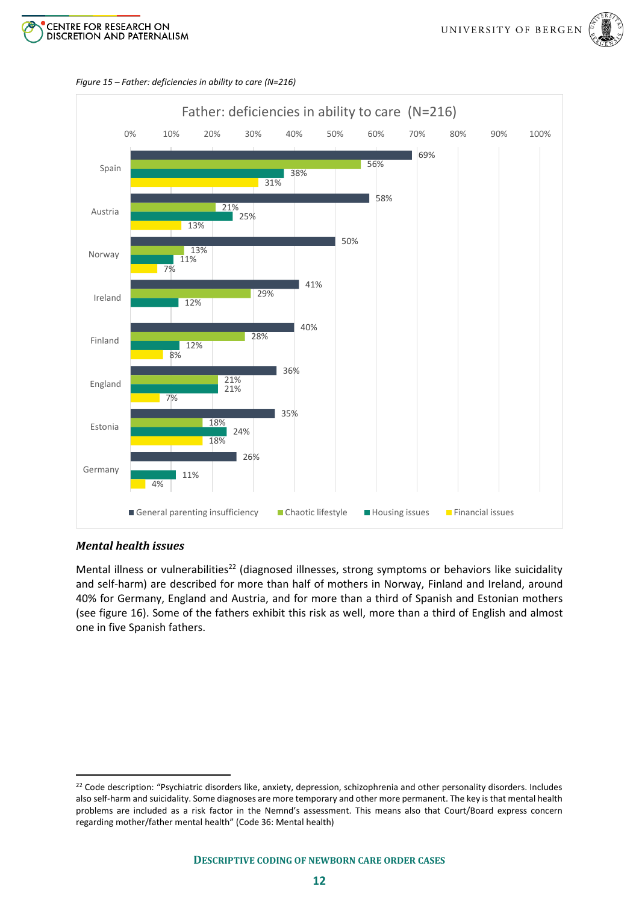*Figure 15 – Father: deficiencies in ability to care (N=216)*

| Country | General parenting insufficiency | Chaotic lifestyle | Housing issues | Financial issues |
|---|---|---|---|---|
| Spain | 69% | 56% | 38% | 31% |
| Austria | 58% | 21% | 25% | 13% |
| Norway | 50% | 13% | 11% | 7% |
| Ireland | 41% | 29% | 12% | |
| Finland | 40% | 28% | 12% | 8% |
| England | 36% | 21% | 21% | 7% |
| Estonia | 35% | 18% | 24% | 18% |
| Germany | 26% | | 11% | 4% |

### *Mental health issues*

Mental illness or vulnerabilities[22] (diagnosed illnesses, strong symptoms or behaviors like suicidality and self-harm) are described for more than half of mothers in Norway, Finland and Ireland, around 40% for Germany, England and Austria, and for more than a third of Spanish and Estonian mothers (see figure 16). Some of the fathers exhibit this risk as well, more than a third of English and almost one in five Spanish fathers.

[22] Code description: "Psychiatric disorders like, anxiety, depression, schizophrenia and other personality disorders. Includes also self-harm and suicidality. Some diagnoses are more temporary and other more permanent. The key is that mental health problems are included as a risk factor in the Nemnd's assessment. This means also that Court/Board express concern regarding mother/father mental health" (Code 36: Mental health)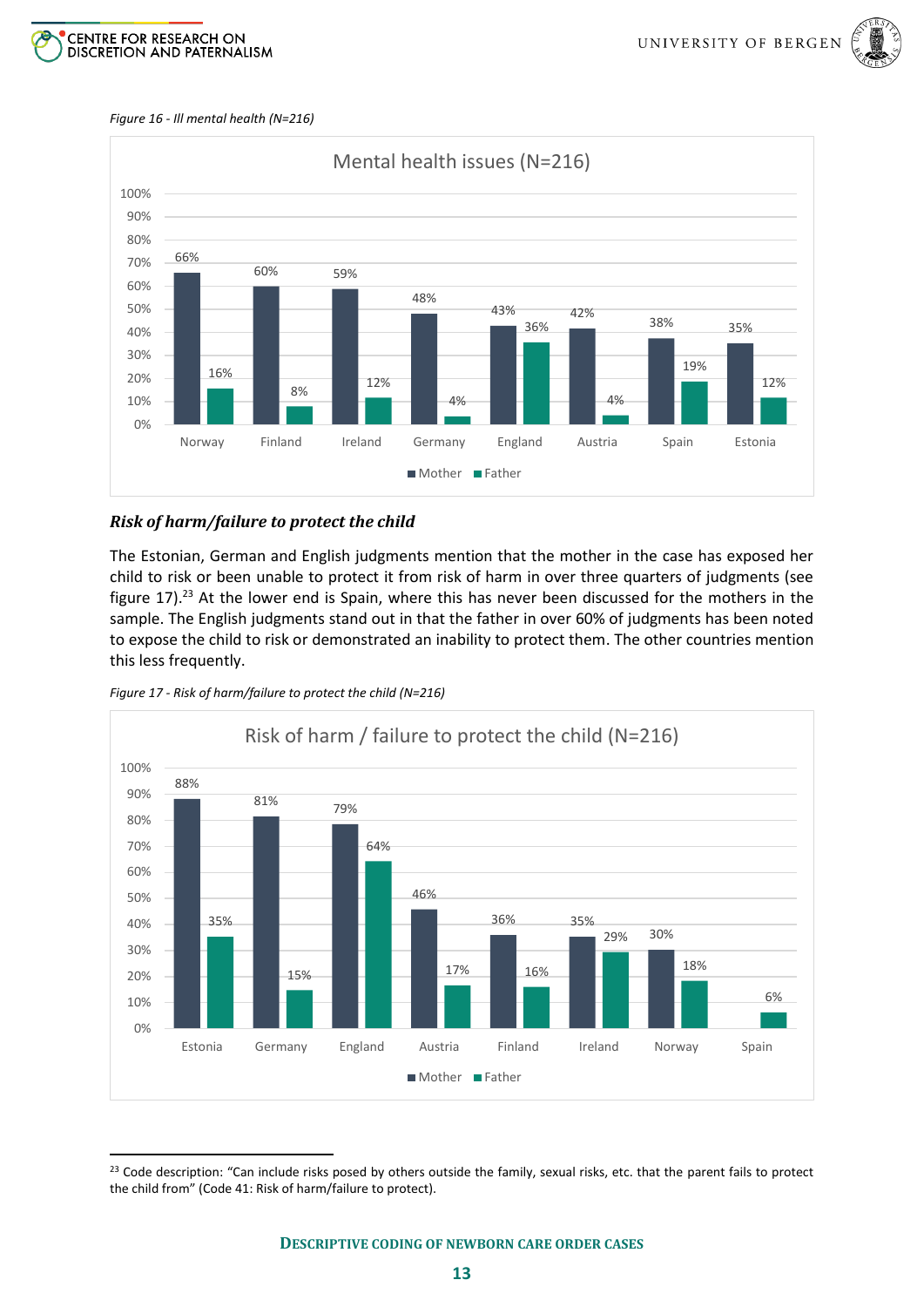*Figure 16 - Ill mental health (N=216)*

Mental health issues (N=216)

| Country | Mother | Father |
|---|---|---|
| Norway | 66% | 16% |
| Finland | 60% | 8% |
| Ireland | 59% | 12% |
| Germany | 48% | 4% |
| England | 43% | 36% |
| Austria | 42% | 4% |
| Spain | 38% | 19% |
| Estonia | 35% | 12% |

### *Risk of harm/failure to protect the child*

The Estonian, German and English judgments mention that the mother in the case has exposed her child to risk or been unable to protect it from risk of harm in over three quarters of judgments (see figure 17).[23] At the lower end is Spain, where this has never been discussed for the mothers in the sample. The English judgments stand out in that the father in over 60% of judgments has been noted to expose the child to risk or demonstrated an inability to protect them. The other countries mention this less frequently.

*Figure 17 - Risk of harm/failure to protect the child (N=216)*

Risk of harm / failure to protect the child (N=216)

| Country | Mother | Father |
|---|---|---|
| Estonia | 88% | 35% |
| Germany | 81% | 15% |
| England | 79% | 64% |
| Austria | 46% | 17% |
| Finland | 36% | 16% |
| Ireland | 35% | 29% |
| Norway | 30% | 18% |
| Spain | | 6% |

[23] Code description: "Can include risks posed by others outside the family, sexual risks, etc. that the parent fails to protect the child from" (Code 41: Risk of harm/failure to protect).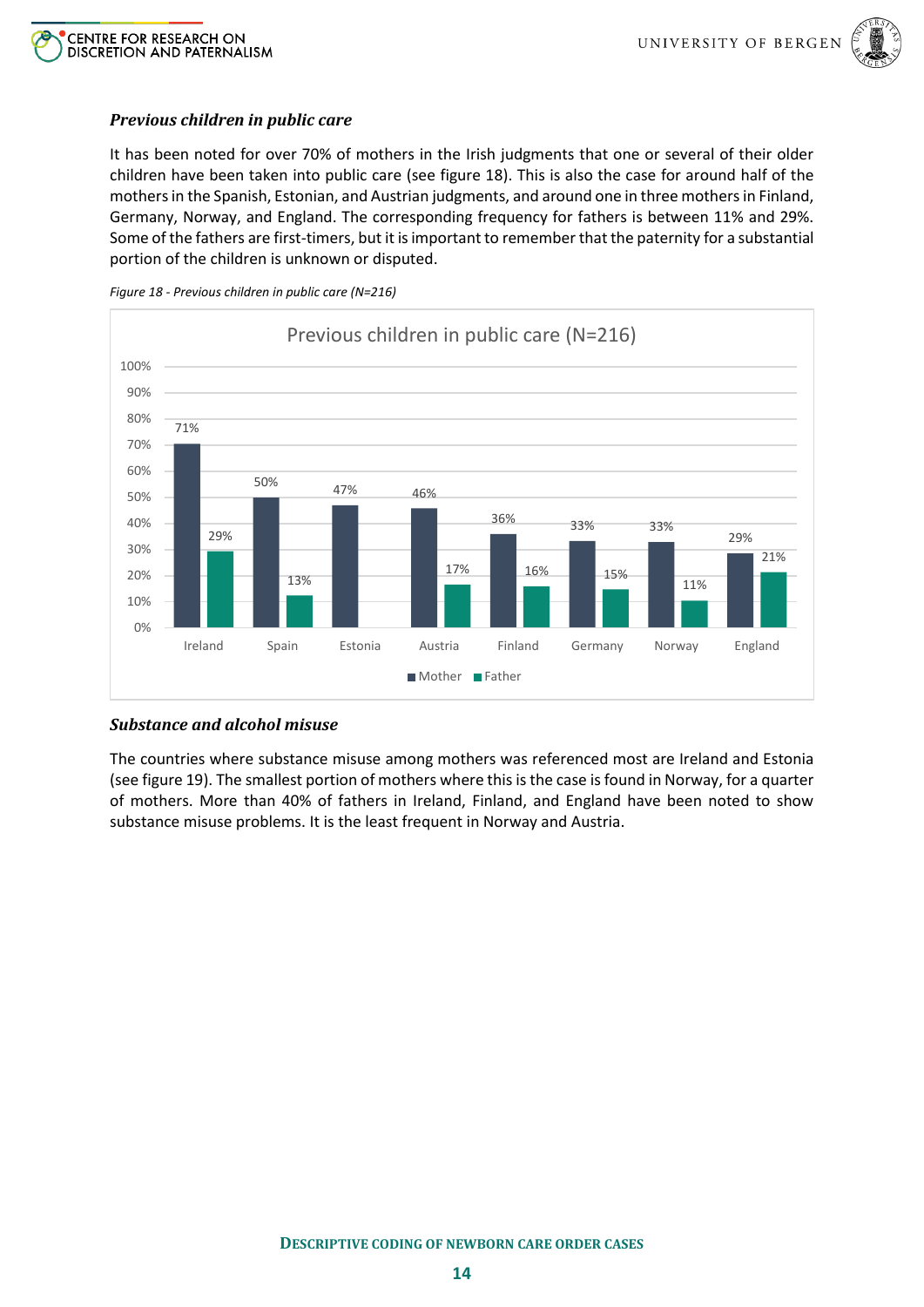### *Previous children in public care*

It has been noted for over 70% of mothers in the Irish judgments that one or several of their older children have been taken into public care (see figure 18). This is also the case for around half of the mothers in the Spanish, Estonian, and Austrian judgments, and around one in three mothers in Finland, Germany, Norway, and England. The corresponding frequency for fathers is between 11% and 29%. Some of the fathers are first-timers, but it is important to remember that the paternity for a substantial portion of the children is unknown or disputed.

*Figure 18 - Previous children in public care (N=216)*

Previous children in public care (N=216)

| | Mother | Father |
|---|---|---|
| Ireland | 71% | 29% |
| Spain | 50% | 13% |
| Estonia | 47% | |
| Austria | 46% | 17% |
| Finland | 36% | 16% |
| Germany | 33% | 15% |
| Norway | 33% | 11% |
| England | 29% | 21% |

### *Substance and alcohol misuse*

The countries where substance misuse among mothers was referenced most are Ireland and Estonia (see figure 19). The smallest portion of mothers where this is the case is found in Norway, for a quarter of mothers. More than 40% of fathers in Ireland, Finland, and England have been noted to show substance misuse problems. It is the least frequent in Norway and Austria.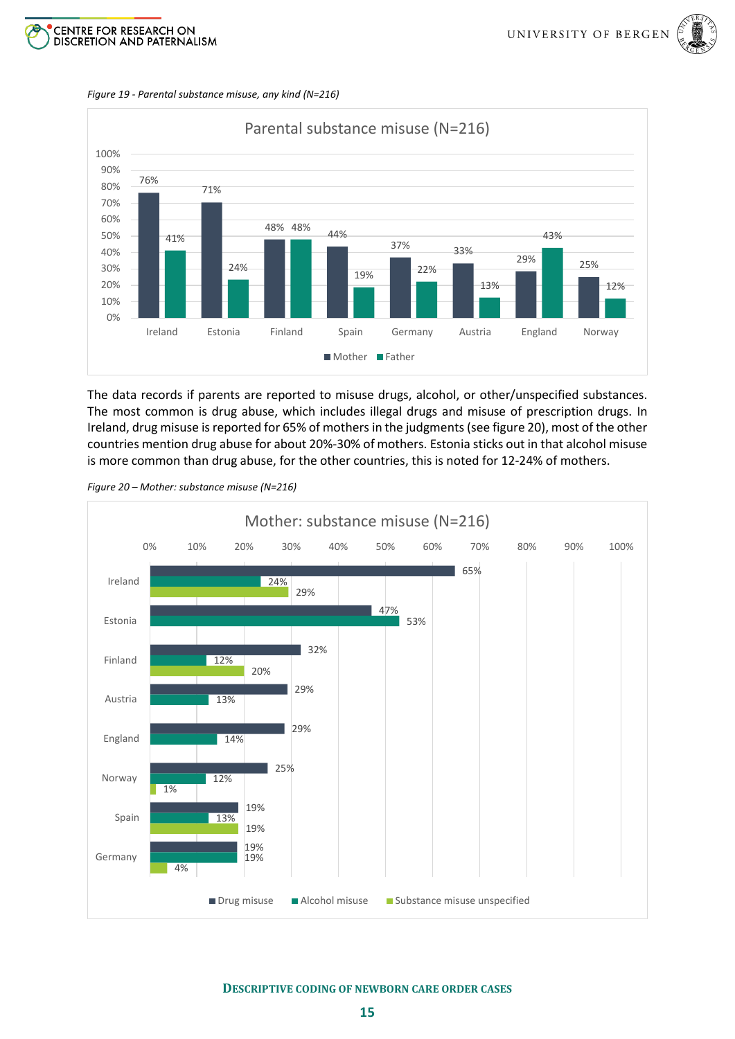*Figure 19 - Parental substance misuse, any kind (N=216)*

| Country | Mother | Father |
|---|---|---|
| Ireland | 76% | 41% |
| Estonia | 71% | 24% |
| Finland | 48% | 48% |
| Spain | 44% | 19% |
| Germany | 37% | 22% |
| Austria | 33% | 13% |
| England | 29% | 43% |
| Norway | 25% | 12% |

The data records if parents are reported to misuse drugs, alcohol, or other/unspecified substances. The most common is drug abuse, which includes illegal drugs and misuse of prescription drugs. In Ireland, drug misuse is reported for 65% of mothers in the judgments (see figure 20), most of the other countries mention drug abuse for about 20%-30% of mothers. Estonia sticks out in that alcohol misuse is more common than drug abuse, for the other countries, this is noted for 12-24% of mothers.

*Figure 20 – Mother: substance misuse (N=216)*

| Country | Drug misuse | Alcohol misuse | Substance misuse unspecified |
|---|---|---|---|
| Ireland | 65% | 24% | 29% |
| Estonia | 47% | 53% | |
| Finland | 32% | 12% | 20% |
| Austria | 29% | 13% | |
| England | 29% | 14% | |
| Norway | 25% | 12% | 1% |
| Spain | 19% | 13% | 19% |
| Germany | 19% | 19% | 4% |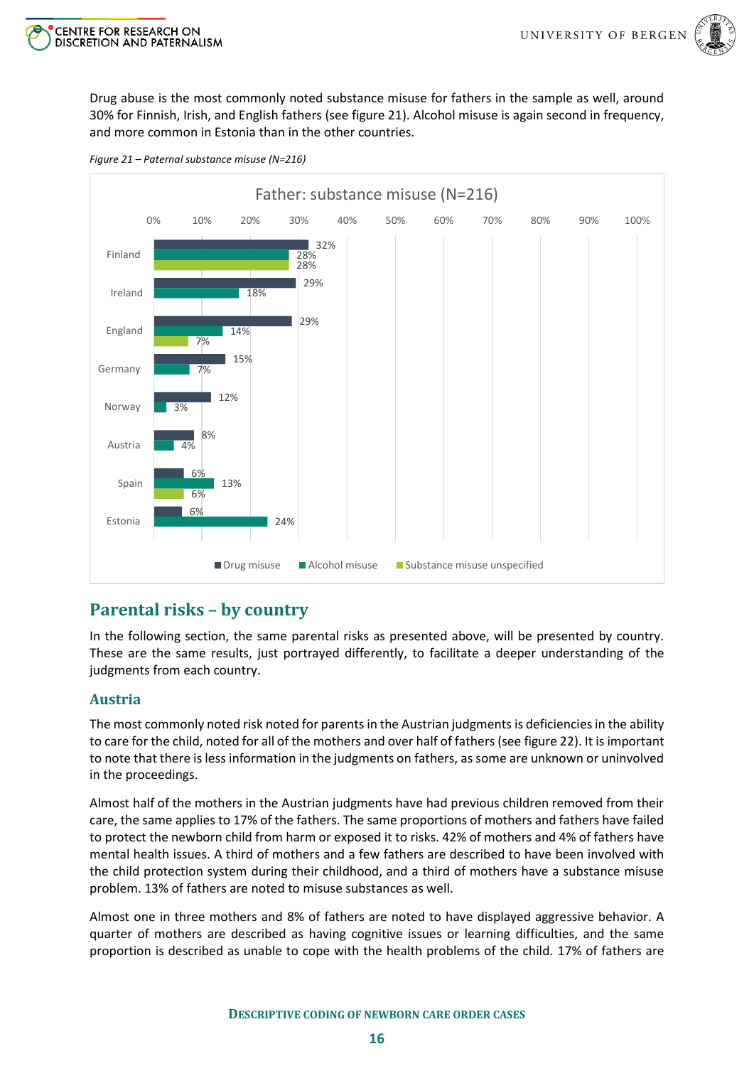Drug abuse is the most commonly noted substance misuse for fathers in the sample as well, around 30% for Finnish, Irish, and English fathers (see figure 21). Alcohol misuse is again second in frequency, and more common in Estonia than in the other countries.

*Figure 21 – Paternal substance misuse (N=216)*

Father: substance misuse (N=216)

| Country | Drug misuse | Alcohol misuse | Substance misuse unspecified |
|---|---|---|---|
| Finland | 32% | 28% | 28% |
| Ireland | 29% | 18% | |
| England | 29% | 14% | 7% |
| Germany | 15% | 7% | |
| Norway | 12% | 3% | |
| Austria | 8% | 4% | |
| Spain | 6% | 13% | 6% |
| Estonia | 6% | 24% | |

## Parental risks – by country

In the following section, the same parental risks as presented above, will be presented by country. These are the same results, just portrayed differently, to facilitate a deeper understanding of the judgments from each country.

### Austria

The most commonly noted risk noted for parents in the Austrian judgments is deficiencies in the ability to care for the child, noted for all of the mothers and over half of fathers (see figure 22). It is important to note that there is less information in the judgments on fathers, as some are unknown or uninvolved in the proceedings.

Almost half of the mothers in the Austrian judgments have had previous children removed from their care, the same applies to 17% of the fathers. The same proportions of mothers and fathers have failed to protect the newborn child from harm or exposed it to risks. 42% of mothers and 4% of fathers have mental health issues. A third of mothers and a few fathers are described to have been involved with the child protection system during their childhood, and a third of mothers have a substance misuse problem. 13% of fathers are noted to misuse substances as well.

Almost one in three mothers and 8% of fathers are noted to have displayed aggressive behavior. A quarter of mothers are described as having cognitive issues or learning difficulties, and the same proportion is described as unable to cope with the health problems of the child. 17% of fathers are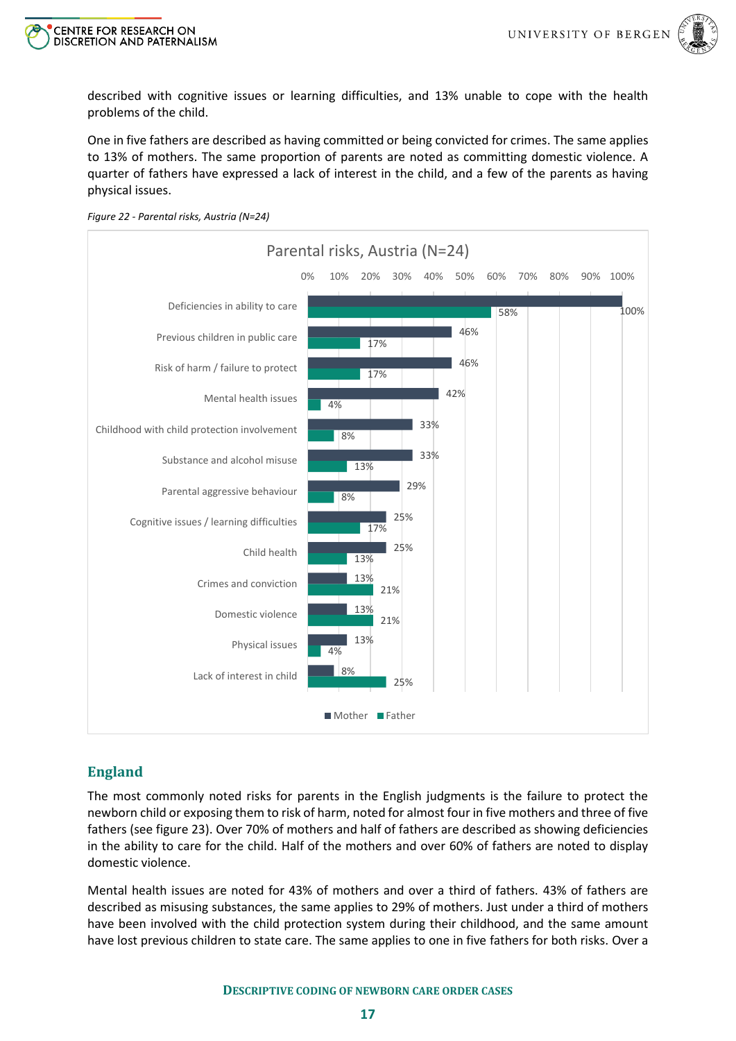described with cognitive issues or learning difficulties, and 13% unable to cope with the health problems of the child.

One in five fathers are described as having committed or being convicted for crimes. The same applies to 13% of mothers. The same proportion of parents are noted as committing domestic violence. A quarter of fathers have expressed a lack of interest in the child, and a few of the parents as having physical issues.

*Figure 22 - Parental risks, Austria (N=24)*

Parental risks, Austria (N=24)

| | Mother | Father |
|---|---|---|
| Deficiencies in ability to care | 100% | 58% |
| Previous children in public care | 46% | 17% |
| Risk of harm / failure to protect | 46% | 17% |
| Mental health issues | 42% | 4% |
| Childhood with child protection involvement | 33% | 8% |
| Substance and alcohol misuse | 33% | 13% |
| Parental aggressive behaviour | 29% | 8% |
| Cognitive issues / learning difficulties | 25% | 17% |
| Child health | 25% | 13% |
| Crimes and conviction | 13% | 21% |
| Domestic violence | 13% | 21% |
| Physical issues | 13% | 4% |
| Lack of interest in child | 8% | 25% |

## England

The most commonly noted risks for parents in the English judgments is the failure to protect the newborn child or exposing them to risk of harm, noted for almost four in five mothers and three of five fathers (see figure 23). Over 70% of mothers and half of fathers are described as showing deficiencies in the ability to care for the child. Half of the mothers and over 60% of fathers are noted to display domestic violence.

Mental health issues are noted for 43% of mothers and over a third of fathers. 43% of fathers are described as misusing substances, the same applies to 29% of mothers. Just under a third of mothers have been involved with the child protection system during their childhood, and the same amount have lost previous children to state care. The same applies to one in five fathers for both risks. Over a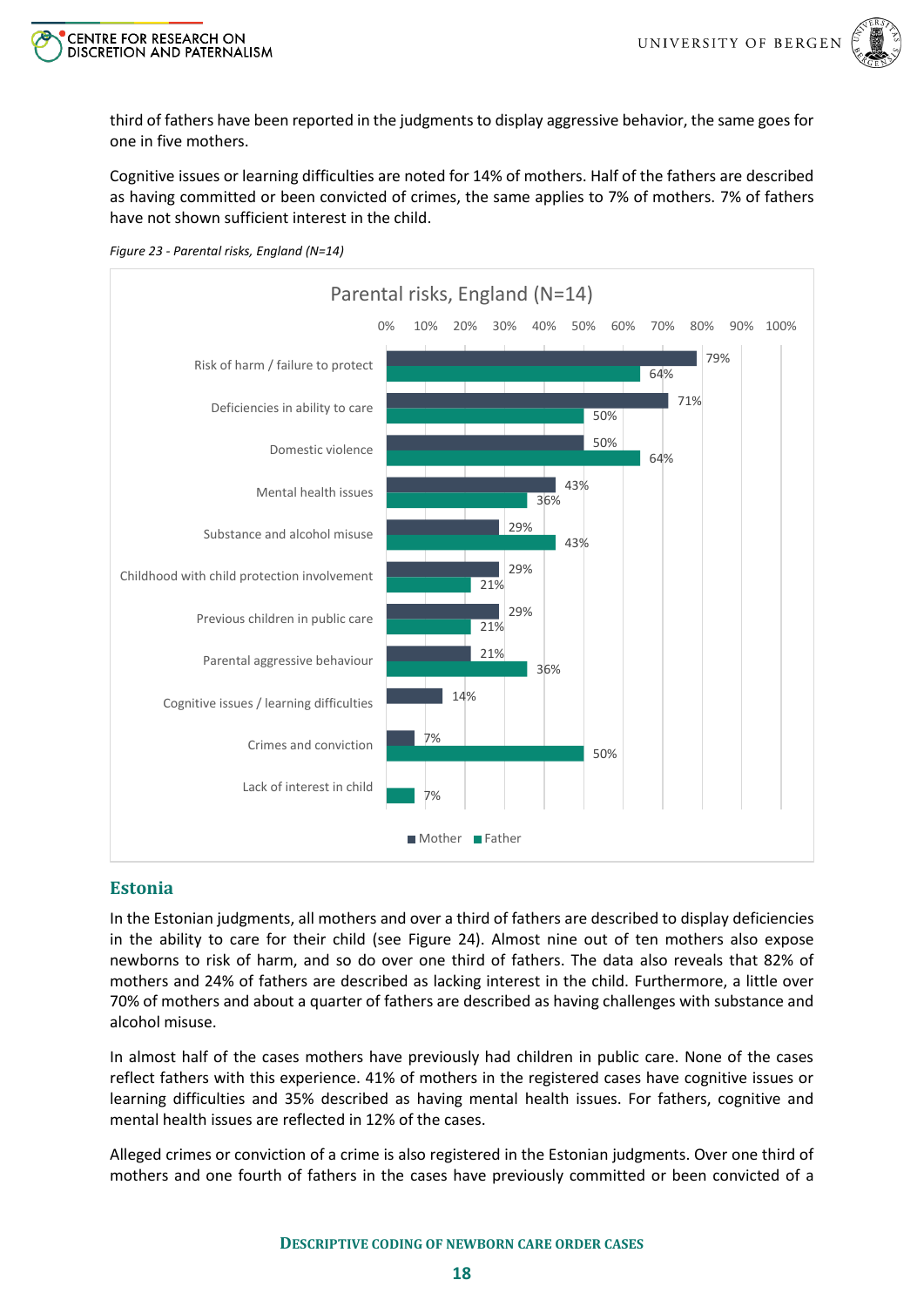third of fathers have been reported in the judgments to display aggressive behavior, the same goes for one in five mothers.

Cognitive issues or learning difficulties are noted for 14% of mothers. Half of the fathers are described as having committed or been convicted of crimes, the same applies to 7% of mothers. 7% of fathers have not shown sufficient interest in the child.

*Figure 23 - Parental risks, England (N=14)*

| Parental risks, England (N=14) | Mother | Father |
|---|---|---|
| Risk of harm / failure to protect | 79% | 64% |
| Deficiencies in ability to care | 71% | 50% |
| Domestic violence | 50% | 64% |
| Mental health issues | 43% | 36% |
| Substance and alcohol misuse | 29% | 43% |
| Childhood with child protection involvement | 29% | 21% |
| Previous children in public care | 29% | 21% |
| Parental aggressive behaviour | 21% | 36% |
| Cognitive issues / learning difficulties | 14% | |
| Crimes and conviction | 7% | 50% |
| Lack of interest in child | | 7% |

## Estonia

In the Estonian judgments, all mothers and over a third of fathers are described to display deficiencies in the ability to care for their child (see Figure 24). Almost nine out of ten mothers also expose newborns to risk of harm, and so do over one third of fathers. The data also reveals that 82% of mothers and 24% of fathers are described as lacking interest in the child. Furthermore, a little over 70% of mothers and about a quarter of fathers are described as having challenges with substance and alcohol misuse.

In almost half of the cases mothers have previously had children in public care. None of the cases reflect fathers with this experience. 41% of mothers in the registered cases have cognitive issues or learning difficulties and 35% described as having mental health issues. For fathers, cognitive and mental health issues are reflected in 12% of the cases.

Alleged crimes or conviction of a crime is also registered in the Estonian judgments. Over one third of mothers and one fourth of fathers in the cases have previously committed or been convicted of a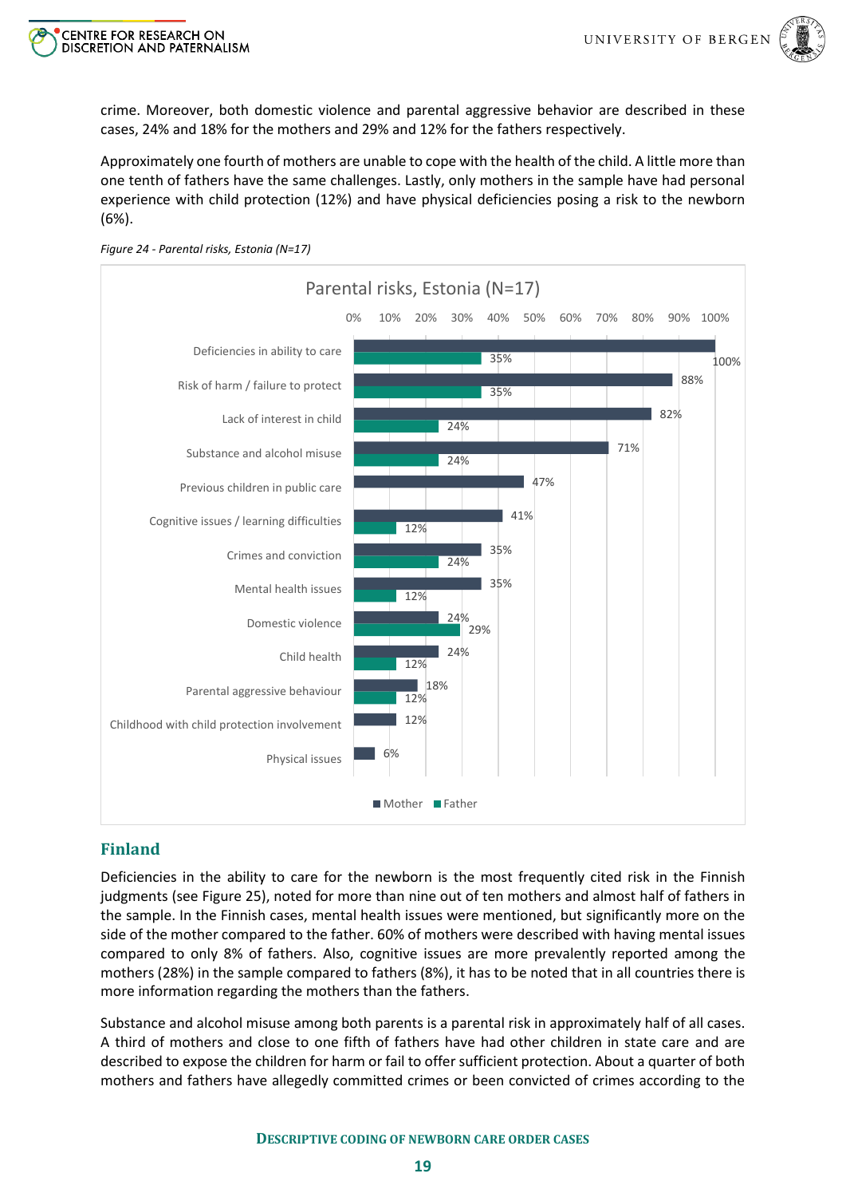crime. Moreover, both domestic violence and parental aggressive behavior are described in these cases, 24% and 18% for the mothers and 29% and 12% for the fathers respectively.

Approximately one fourth of mothers are unable to cope with the health of the child. A little more than one tenth of fathers have the same challenges. Lastly, only mothers in the sample have had personal experience with child protection (12%) and have physical deficiencies posing a risk to the newborn (6%).

*Figure 24 - Parental risks, Estonia (N=17)*

| Parental risks, Estonia (N=17) | Mother | Father |
|---|---|---|
| Deficiencies in ability to care | 100% | 35% |
| Risk of harm / failure to protect | 88% | 35% |
| Lack of interest in child | 82% | 24% |
| Substance and alcohol misuse | 71% | 24% |
| Previous children in public care | 47% | |
| Cognitive issues / learning difficulties | 41% | 12% |
| Crimes and conviction | 35% | 24% |
| Mental health issues | 35% | 12% |
| Domestic violence | 24% | 29% |
| Child health | 24% | 12% |
| Parental aggressive behaviour | 18% | 12% |
| Childhood with child protection involvement | 12% | |
| Physical issues | 6% | |

## Finland

Deficiencies in the ability to care for the newborn is the most frequently cited risk in the Finnish judgments (see Figure 25), noted for more than nine out of ten mothers and almost half of fathers in the sample. In the Finnish cases, mental health issues were mentioned, but significantly more on the side of the mother compared to the father. 60% of mothers were described with having mental issues compared to only 8% of fathers. Also, cognitive issues are more prevalently reported among the mothers (28%) in the sample compared to fathers (8%), it has to be noted that in all countries there is more information regarding the mothers than the fathers.

Substance and alcohol misuse among both parents is a parental risk in approximately half of all cases. A third of mothers and close to one fifth of fathers have had other children in state care and are described to expose the children for harm or fail to offer sufficient protection. About a quarter of both mothers and fathers have allegedly committed crimes or been convicted of crimes according to the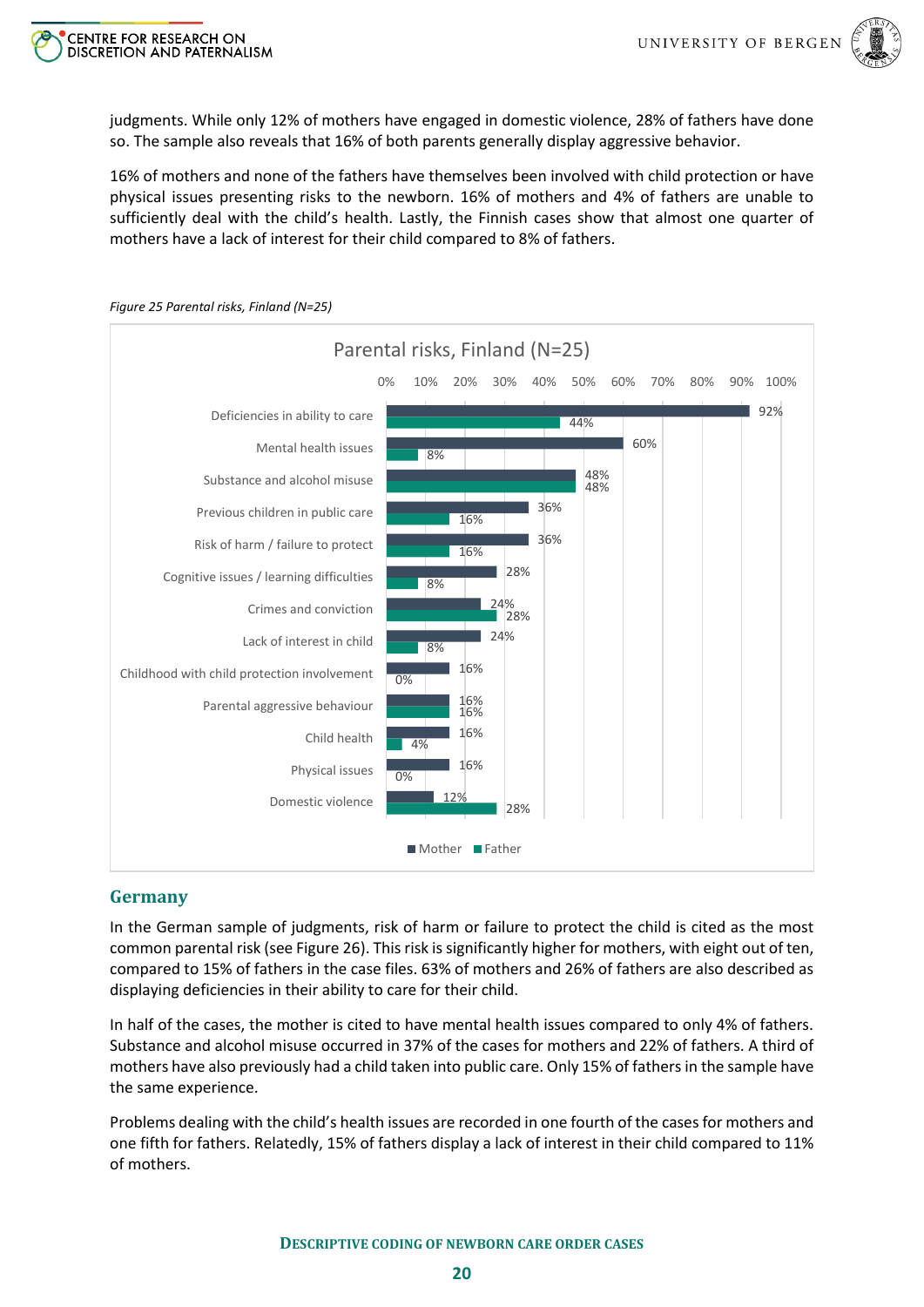judgments. While only 12% of mothers have engaged in domestic violence, 28% of fathers have done so. The sample also reveals that 16% of both parents generally display aggressive behavior.

16% of mothers and none of the fathers have themselves been involved with child protection or have physical issues presenting risks to the newborn. 16% of mothers and 4% of fathers are unable to sufficiently deal with the child's health. Lastly, the Finnish cases show that almost one quarter of mothers have a lack of interest for their child compared to 8% of fathers.

*Figure 25 Parental risks, Finland (N=25)*

Parental risks, Finland (N=25)

| Risk | Mother | Father |
|---|---|---|
| Deficiencies in ability to care | 92% | 44% |
| Mental health issues | 60% | 8% |
| Substance and alcohol misuse | 48% | 48% |
| Previous children in public care | 36% | 16% |
| Risk of harm / failure to protect | 36% | 16% |
| Cognitive issues / learning difficulties | 28% | 8% |
| Crimes and conviction | 24% | 28% |
| Lack of interest in child | 24% | 8% |
| Childhood with child protection involvement | 16% | 0% |
| Parental aggressive behaviour | 16% | 16% |
| Child health | 16% | 4% |
| Physical issues | 16% | 0% |
| Domestic violence | 12% | 28% |

## Germany

In the German sample of judgments, risk of harm or failure to protect the child is cited as the most common parental risk (see Figure 26). This risk is significantly higher for mothers, with eight out of ten, compared to 15% of fathers in the case files. 63% of mothers and 26% of fathers are also described as displaying deficiencies in their ability to care for their child.

In half of the cases, the mother is cited to have mental health issues compared to only 4% of fathers. Substance and alcohol misuse occurred in 37% of the cases for mothers and 22% of fathers. A third of mothers have also previously had a child taken into public care. Only 15% of fathers in the sample have the same experience.

Problems dealing with the child's health issues are recorded in one fourth of the cases for mothers and one fifth for fathers. Relatedly, 15% of fathers display a lack of interest in their child compared to 11% of mothers.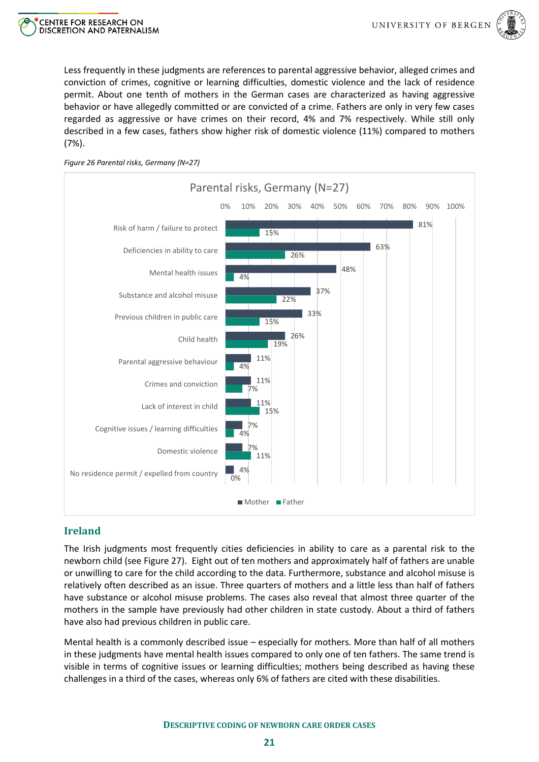Less frequently in these judgments are references to parental aggressive behavior, alleged crimes and conviction of crimes, cognitive or learning difficulties, domestic violence and the lack of residence permit. About one tenth of mothers in the German cases are characterized as having aggressive behavior or have allegedly committed or are convicted of a crime. Fathers are only in very few cases regarded as aggressive or have crimes on their record, 4% and 7% respectively. While still only described in a few cases, fathers show higher risk of domestic violence (11%) compared to mothers (7%).

*Figure 26 Parental risks, Germany (N=27)*

Parental risks, Germany (N=27)

| | Mother | Father |
|---|---|---|
| Risk of harm / failure to protect | 81% | 15% |
| Deficiencies in ability to care | 63% | 26% |
| Mental health issues | 48% | 4% |
| Substance and alcohol misuse | 37% | 22% |
| Previous children in public care | 33% | 15% |
| Child health | 26% | 19% |
| Parental aggressive behaviour | 11% | 4% |
| Crimes and conviction | 11% | 7% |
| Lack of interest in child | 11% | 15% |
| Cognitive issues / learning difficulties | 7% | 4% |
| Domestic violence | 7% | 11% |
| No residence permit / expelled from country | 4% | 0% |

## Ireland

The Irish judgments most frequently cities deficiencies in ability to care as a parental risk to the newborn child (see Figure 27). Eight out of ten mothers and approximately half of fathers are unable or unwilling to care for the child according to the data. Furthermore, substance and alcohol misuse is relatively often described as an issue. Three quarters of mothers and a little less than half of fathers have substance or alcohol misuse problems. The cases also reveal that almost three quarter of the mothers in the sample have previously had other children in state custody. About a third of fathers have also had previous children in public care.

Mental health is a commonly described issue – especially for mothers. More than half of all mothers in these judgments have mental health issues compared to only one of ten fathers. The same trend is visible in terms of cognitive issues or learning difficulties; mothers being described as having these challenges in a third of the cases, whereas only 6% of fathers are cited with these disabilities.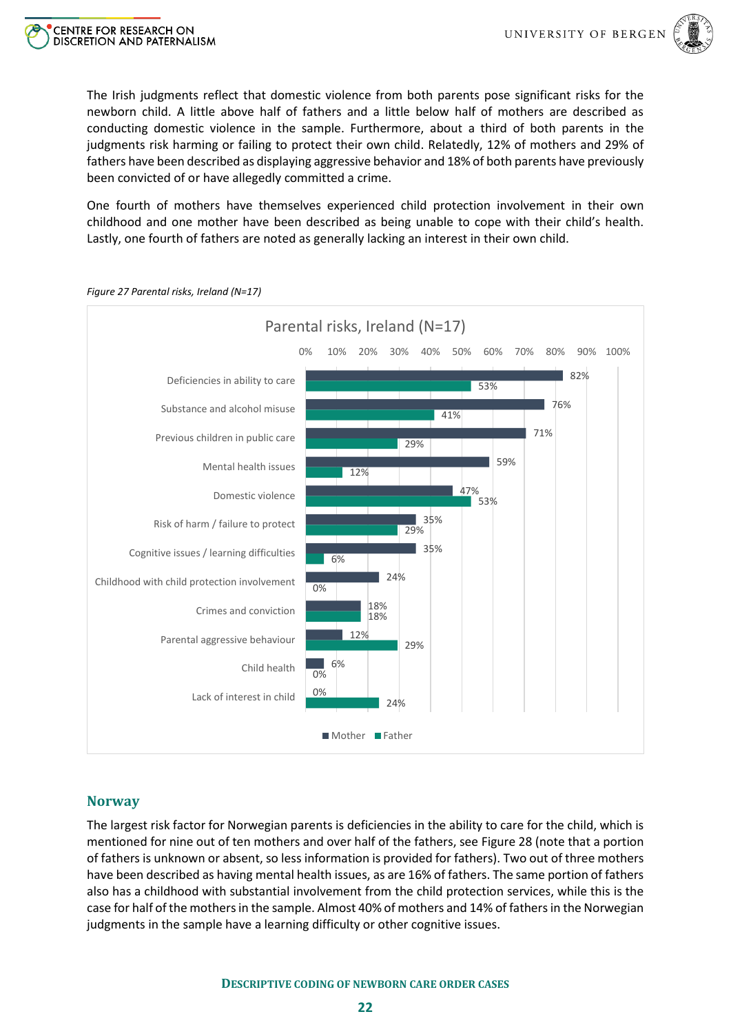The Irish judgments reflect that domestic violence from both parents pose significant risks for the newborn child. A little above half of fathers and a little below half of mothers are described as conducting domestic violence in the sample. Furthermore, about a third of both parents in the judgments risk harming or failing to protect their own child. Relatedly, 12% of mothers and 29% of fathers have been described as displaying aggressive behavior and 18% of both parents have previously been convicted of or have allegedly committed a crime.

One fourth of mothers have themselves experienced child protection involvement in their own childhood and one mother have been described as being unable to cope with their child's health. Lastly, one fourth of fathers are noted as generally lacking an interest in their own child.

*Figure 27 Parental risks, Ireland (N=17)*

Parental risks, Ireland (N=17)

| | Mother | Father |
|---|---|---|
| Deficiencies in ability to care | 82% | 53% |
| Substance and alcohol misuse | 76% | 41% |
| Previous children in public care | 71% | 29% |
| Mental health issues | 59% | 12% |
| Domestic violence | 47% | 53% |
| Risk of harm / failure to protect | 35% | 29% |
| Cognitive issues / learning difficulties | 35% | 6% |
| Childhood with child protection involvement | 24% | 0% |
| Crimes and conviction | 18% | 18% |
| Parental aggressive behaviour | 12% | 29% |
| Child health | 6% | 0% |
| Lack of interest in child | 0% | 24% |

## Norway

The largest risk factor for Norwegian parents is deficiencies in the ability to care for the child, which is mentioned for nine out of ten mothers and over half of the fathers, see Figure 28 (note that a portion of fathers is unknown or absent, so less information is provided for fathers). Two out of three mothers have been described as having mental health issues, as are 16% of fathers. The same portion of fathers also has a childhood with substantial involvement from the child protection services, while this is the case for half of the mothers in the sample. Almost 40% of mothers and 14% of fathers in the Norwegian judgments in the sample have a learning difficulty or other cognitive issues.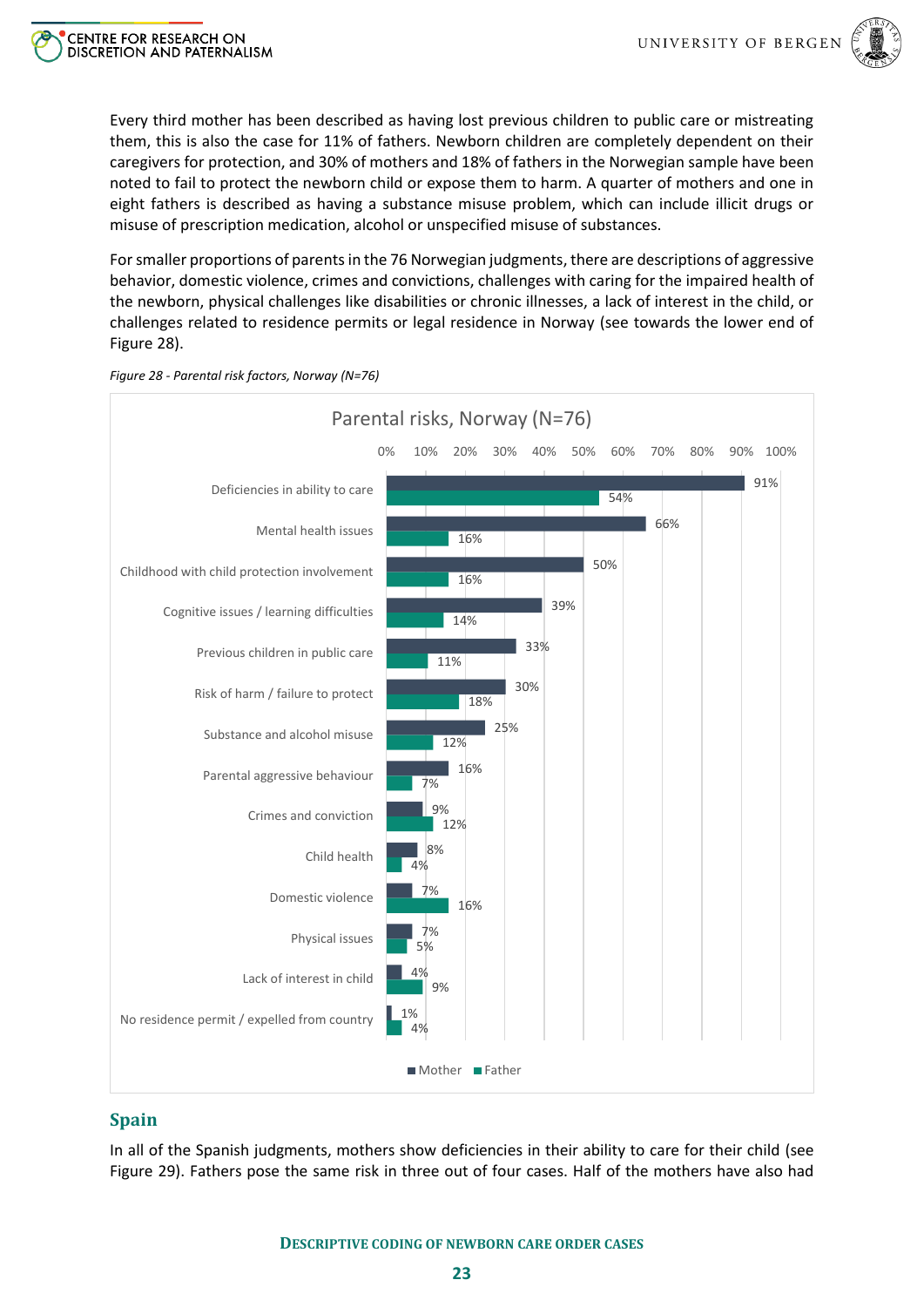Every third mother has been described as having lost previous children to public care or mistreating them, this is also the case for 11% of fathers. Newborn children are completely dependent on their caregivers for protection, and 30% of mothers and 18% of fathers in the Norwegian sample have been noted to fail to protect the newborn child or expose them to harm. A quarter of mothers and one in eight fathers is described as having a substance misuse problem, which can include illicit drugs or misuse of prescription medication, alcohol or unspecified misuse of substances.

For smaller proportions of parents in the 76 Norwegian judgments, there are descriptions of aggressive behavior, domestic violence, crimes and convictions, challenges with caring for the impaired health of the newborn, physical challenges like disabilities or chronic illnesses, a lack of interest in the child, or challenges related to residence permits or legal residence in Norway (see towards the lower end of Figure 28).

*Figure 28 - Parental risk factors, Norway (N=76)*

**Parental risks, Norway (N=76)**

| | Mother | Father |
|---|---|---|
| Deficiencies in ability to care | 91% | 54% |
| Mental health issues | 66% | 16% |
| Childhood with child protection involvement | 50% | 16% |
| Cognitive issues / learning difficulties | 39% | 14% |
| Previous children in public care | 33% | 11% |
| Risk of harm / failure to protect | 30% | 18% |
| Substance and alcohol misuse | 25% | 12% |
| Parental aggressive behaviour | 16% | 7% |
| Crimes and conviction | 9% | 12% |
| Child health | 8% | 4% |
| Domestic violence | 7% | 16% |
| Physical issues | 7% | 5% |
| Lack of interest in child | 4% | 9% |
| No residence permit / expelled from country | 1% | 4% |

## Spain

In all of the Spanish judgments, mothers show deficiencies in their ability to care for their child (see Figure 29). Fathers pose the same risk in three out of four cases. Half of the mothers have also had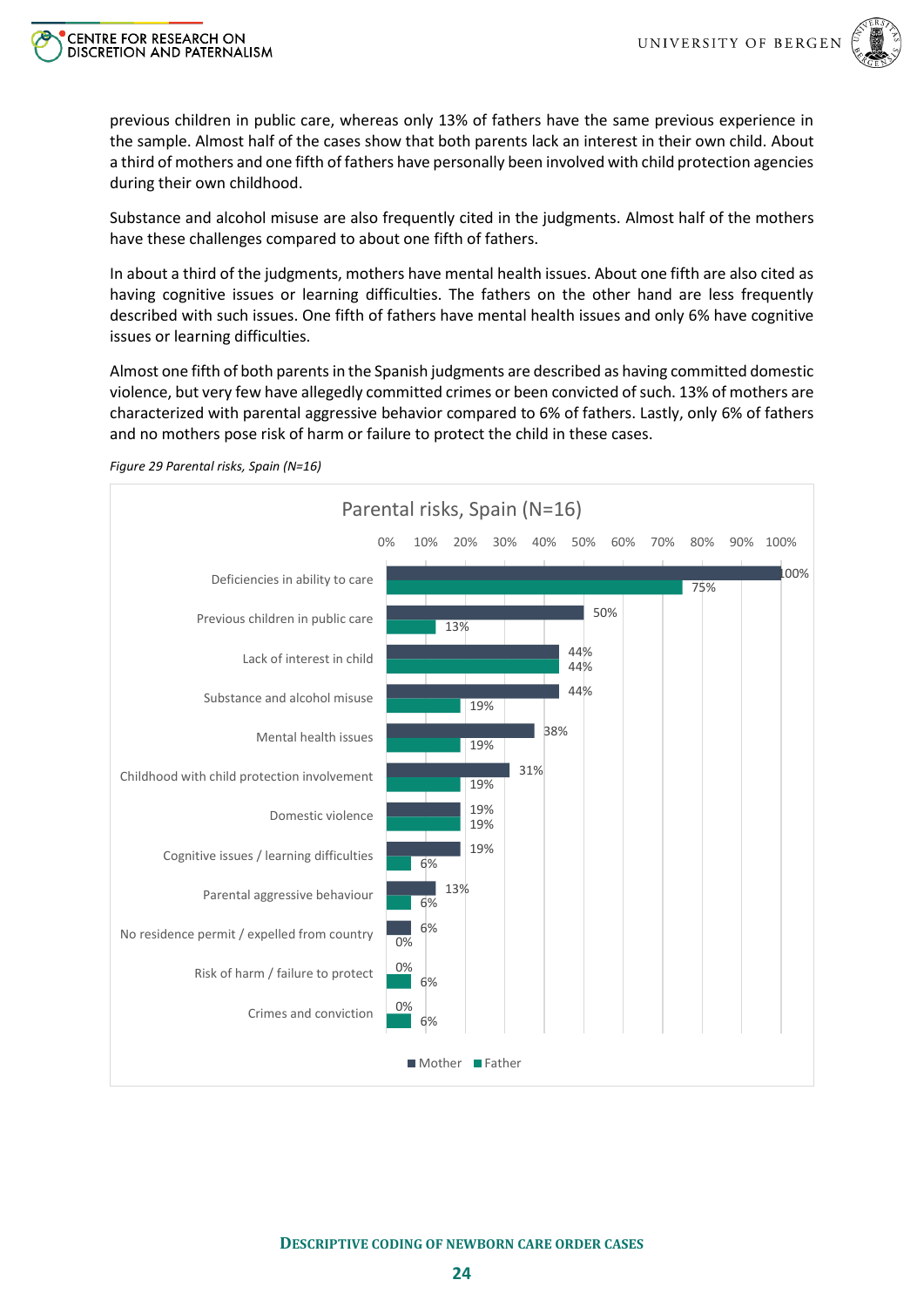previous children in public care, whereas only 13% of fathers have the same previous experience in the sample. Almost half of the cases show that both parents lack an interest in their own child. About a third of mothers and one fifth of fathers have personally been involved with child protection agencies during their own childhood.

Substance and alcohol misuse are also frequently cited in the judgments. Almost half of the mothers have these challenges compared to about one fifth of fathers.

In about a third of the judgments, mothers have mental health issues. About one fifth are also cited as having cognitive issues or learning difficulties. The fathers on the other hand are less frequently described with such issues. One fifth of fathers have mental health issues and only 6% have cognitive issues or learning difficulties.

Almost one fifth of both parents in the Spanish judgments are described as having committed domestic violence, but very few have allegedly committed crimes or been convicted of such. 13% of mothers are characterized with parental aggressive behavior compared to 6% of fathers. Lastly, only 6% of fathers and no mothers pose risk of harm or failure to protect the child in these cases.

*Figure 29 Parental risks, Spain (N=16)*

**Parental risks, Spain (N=16)**

| | Mother | Father |
|---|---|---|
| Deficiencies in ability to care | 100% | 75% |
| Previous children in public care | 50% | 13% |
| Lack of interest in child | 44% | 44% |
| Substance and alcohol misuse | 44% | 19% |
| Mental health issues | 38% | 19% |
| Childhood with child protection involvement | 31% | 19% |
| Domestic violence | 19% | 19% |
| Cognitive issues / learning difficulties | 19% | 6% |
| Parental aggressive behaviour | 13% | 6% |
| No residence permit / expelled from country | 6% | 0% |
| Risk of harm / failure to protect | 0% | 6% |
| Crimes and conviction | 0% | 6% |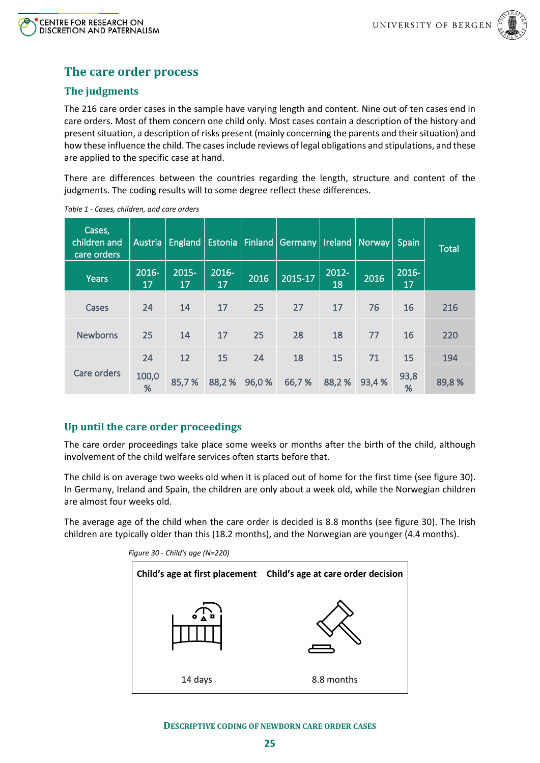## The care order process

### The judgments

The 216 care order cases in the sample have varying length and content. Nine out of ten cases end in care orders. Most of them concern one child only. Most cases contain a description of the history and present situation, a description of risks present (mainly concerning the parents and their situation) and how these influence the child. The cases include reviews of legal obligations and stipulations, and these are applied to the specific case at hand.

There are differences between the countries regarding the length, structure and content of the judgments. The coding results will to some degree reflect these differences.

*Table 1 - Cases, children, and care orders*

| Cases, children and care orders | Austria | England | Estonia | Finland | Germany | Ireland | Norway | Spain | Total |
|---|---|---|---|---|---|---|---|---|---|
| Years | 2016-17 | 2015-17 | 2016-17 | 2016 | 2015-17 | 2012-18 | 2016 | 2016-17 | |
| Cases | 24 | 14 | 17 | 25 | 27 | 17 | 76 | 16 | 216 |
| Newborns | 25 | 14 | 17 | 25 | 28 | 18 | 77 | 16 | 220 |
| Care orders | 24 | 12 | 15 | 24 | 18 | 15 | 71 | 15 | 194 |
| | 100,0 % | 85,7 % | 88,2 % | 96,0 % | 66,7 % | 88,2 % | 93,4 % | 93,8 % | 89,8 % |

### Up until the care order proceedings

The care order proceedings take place some weeks or months after the birth of the child, although involvement of the child welfare services often starts before that.

The child is on average two weeks old when it is placed out of home for the first time (see figure 30). In Germany, Ireland and Spain, the children are only about a week old, while the Norwegian children are almost four weeks old.

The average age of the child when the care order is decided is 8.8 months (see figure 30). The Irish children are typically older than this (18.2 months), and the Norwegian are younger (4.4 months).

*Figure 30 - Child's age (N=220)*

| Child's age at first placement | Child's age at care order decision |
|---|---|
| 14 days | 8.8 months |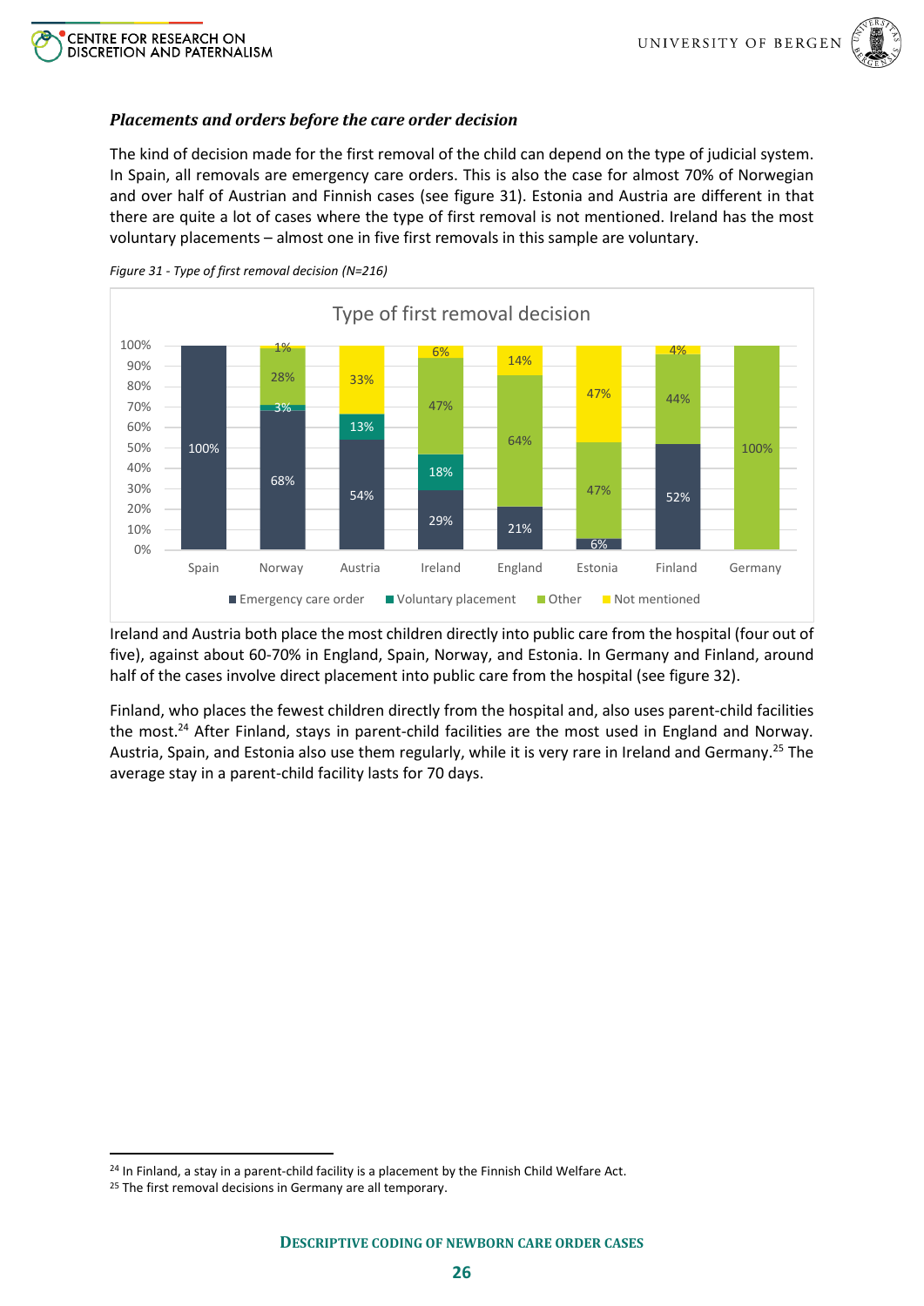### *Placements and orders before the care order decision*

The kind of decision made for the first removal of the child can depend on the type of judicial system. In Spain, all removals are emergency care orders. This is also the case for almost 70% of Norwegian and over half of Austrian and Finnish cases (see figure 31). Estonia and Austria are different in that there are quite a lot of cases where the type of first removal is not mentioned. Ireland has the most voluntary placements – almost one in five first removals in this sample are voluntary.

*Figure 31 - Type of first removal decision (N=216)*

Type of first removal decision

| | Spain | Norway | Austria | Ireland | England | Estonia | Finland | Germany |
|---|---|---|---|---|---|---|---|---|
| Emergency care order | 100% | 68% | 54% | 29% | 21% | 6% | 52% | |
| Voluntary placement | | 3% | 13% | 18% | | | | |
| Other | | 28% | | 47% | 64% | 47% | 44% | 100% |
| Not mentioned | | 1% | 33% | 6% | 14% | 47% | 4% | |

Ireland and Austria both place the most children directly into public care from the hospital (four out of five), against about 60-70% in England, Spain, Norway, and Estonia. In Germany and Finland, around half of the cases involve direct placement into public care from the hospital (see figure 32).

Finland, who places the fewest children directly from the hospital and, also uses parent-child facilities the most.[24] After Finland, stays in parent-child facilities are the most used in England and Norway. Austria, Spain, and Estonia also use them regularly, while it is very rare in Ireland and Germany.[25] The average stay in a parent-child facility lasts for 70 days.

[24] In Finland, a stay in a parent-child facility is a placement by the Finnish Child Welfare Act.
[25] The first removal decisions in Germany are all temporary.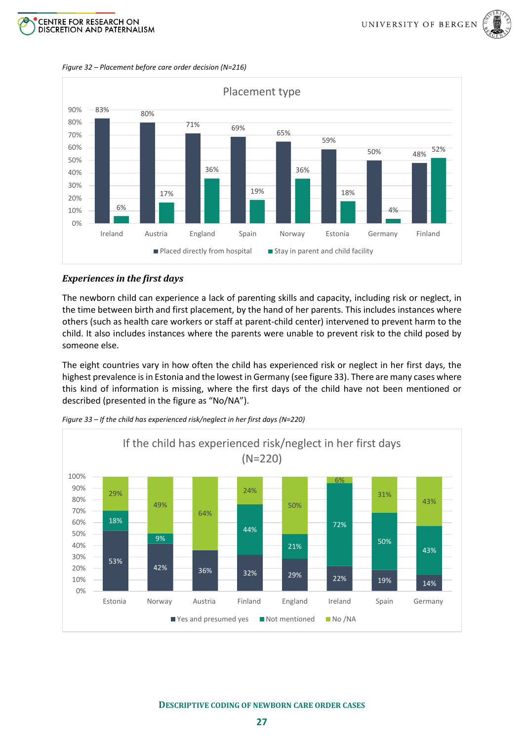*Figure 32 – Placement before care order decision (N=216)*

| Placement type | Ireland | Austria | England | Spain | Norway | Estonia | Germany | Finland |
|---|---|---|---|---|---|---|---|---|
| Placed directly from hospital | 83% | 80% | 71% | 69% | 65% | 59% | 50% | 48% |
| Stay in parent and child facility | 6% | 17% | 36% | 19% | 36% | 18% | 4% | 52% |

### *Experiences in the first days*

The newborn child can experience a lack of parenting skills and capacity, including risk or neglect, in the time between birth and first placement, by the hand of her parents. This includes instances where others (such as health care workers or staff at parent-child center) intervened to prevent harm to the child. It also includes instances where the parents were unable to prevent risk to the child posed by someone else.

The eight countries vary in how often the child has experienced risk or neglect in her first days, the highest prevalence is in Estonia and the lowest in Germany (see figure 33). There are many cases where this kind of information is missing, where the first days of the child have not been mentioned or described (presented in the figure as "No/NA").

*Figure 33 – If the child has experienced risk/neglect in her first days (N=220)*

| If the child has experienced risk/neglect in her first days (N=220) | Estonia | Norway | Austria | Finland | England | Ireland | Spain | Germany |
|---|---|---|---|---|---|---|---|---|
| Yes and presumed yes | 53% | 42% | 36% | 32% | 29% | 22% | 19% | 14% |
| Not mentioned | 18% | 9% | | 44% | 21% | 72% | 50% | 43% |
| No /NA | 29% | 49% | 64% | 24% | 50% | 6% | 31% | 43% |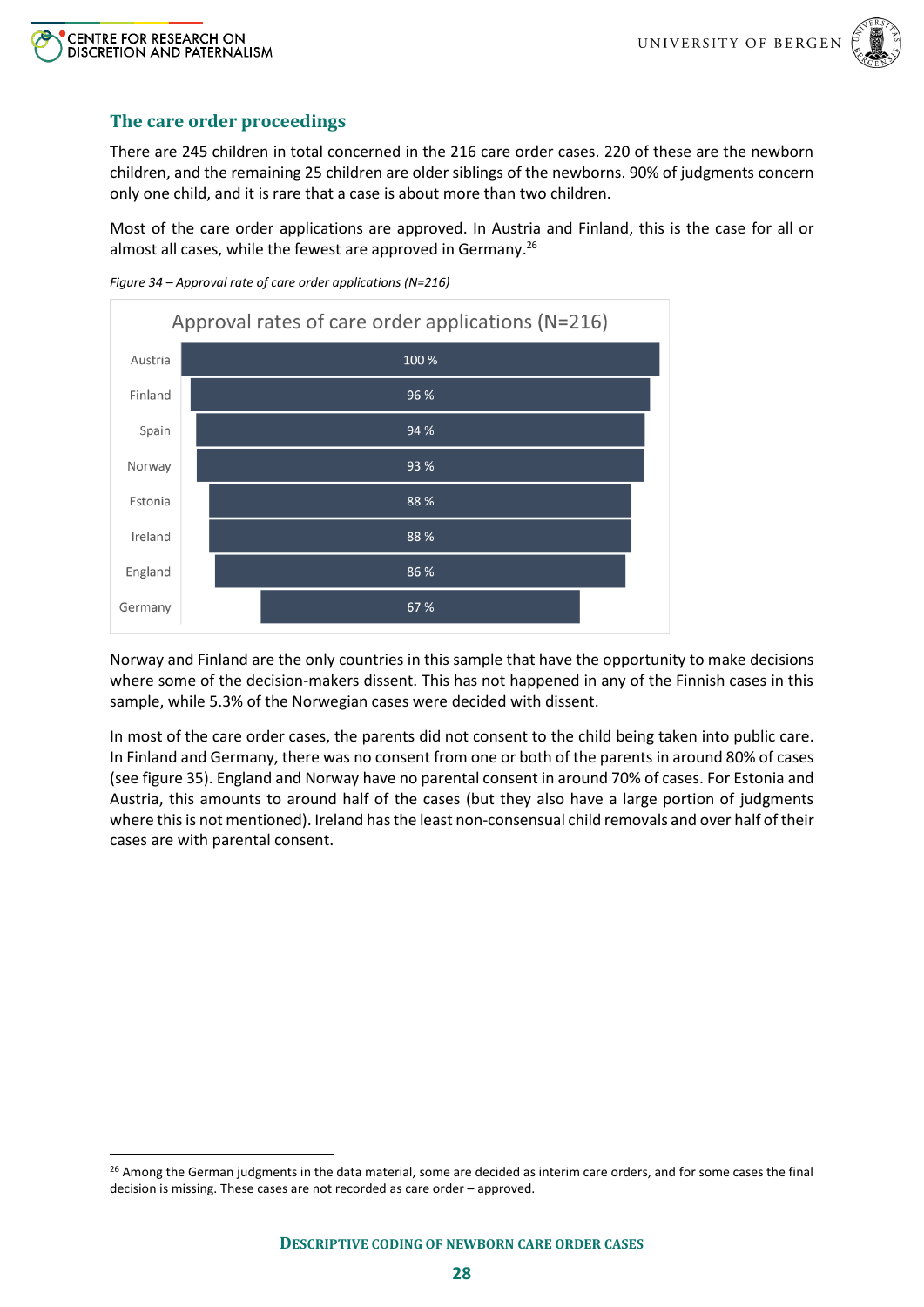## The care order proceedings

There are 245 children in total concerned in the 216 care order cases. 220 of these are the newborn children, and the remaining 25 children are older siblings of the newborns. 90% of judgments concern only one child, and it is rare that a case is about more than two children.

Most of the care order applications are approved. In Austria and Finland, this is the case for all or almost all cases, while the fewest are approved in Germany.[26]

*Figure 34 – Approval rate of care order applications (N=216)*

Approval rates of care order applications (N=216)

| Country | Approval rate |
|---|---|
| Austria | 100 % |
| Finland | 96 % |
| Spain | 94 % |
| Norway | 93 % |
| Estonia | 88 % |
| Ireland | 88 % |
| England | 86 % |
| Germany | 67 % |

Norway and Finland are the only countries in this sample that have the opportunity to make decisions where some of the decision-makers dissent. This has not happened in any of the Finnish cases in this sample, while 5.3% of the Norwegian cases were decided with dissent.

In most of the care order cases, the parents did not consent to the child being taken into public care. In Finland and Germany, there was no consent from one or both of the parents in around 80% of cases (see figure 35). England and Norway have no parental consent in around 70% of cases. For Estonia and Austria, this amounts to around half of the cases (but they also have a large portion of judgments where this is not mentioned). Ireland has the least non-consensual child removals and over half of their cases are with parental consent.

[26] Among the German judgments in the data material, some are decided as interim care orders, and for some cases the final decision is missing. These cases are not recorded as care order – approved.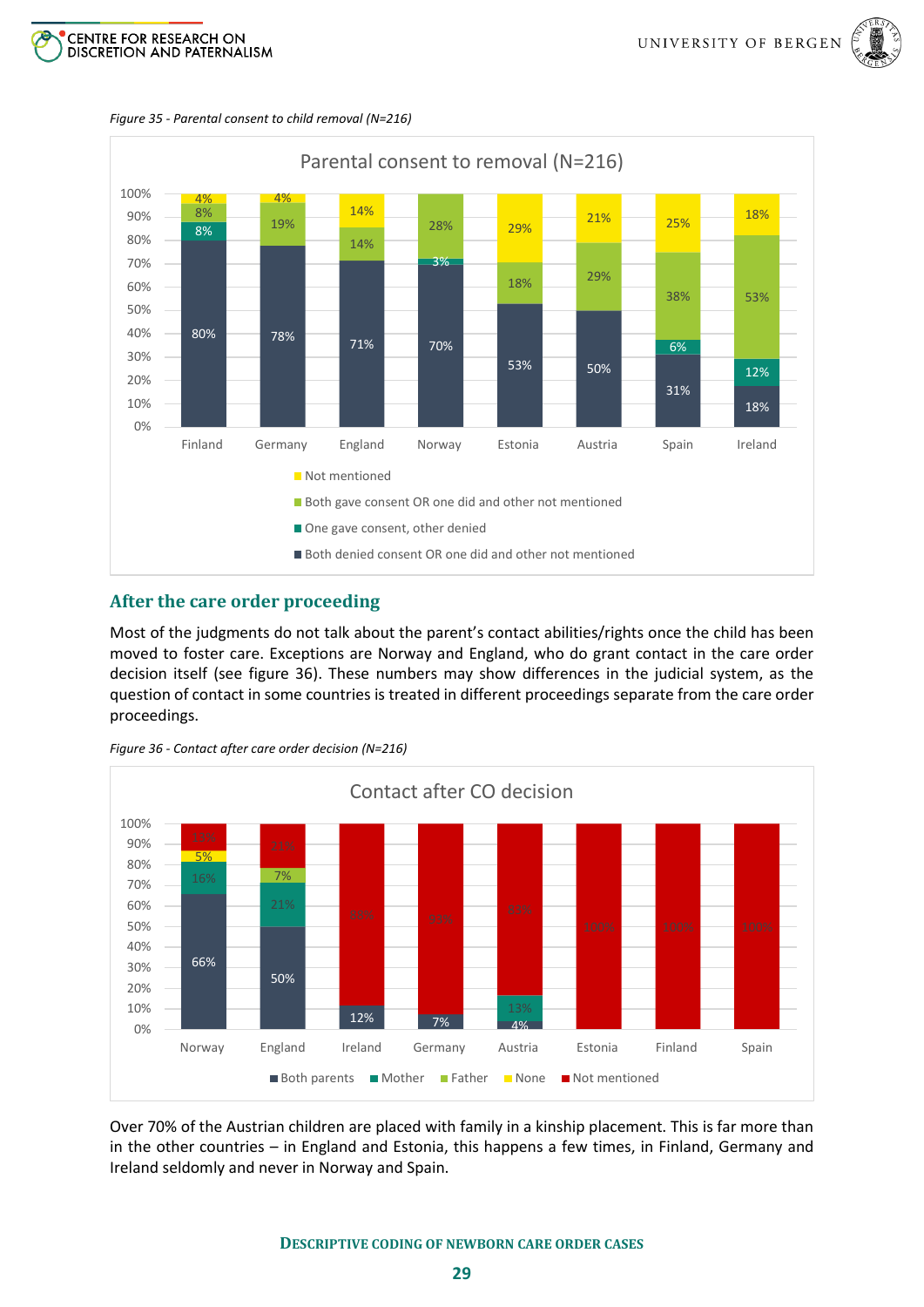*Figure 35 - Parental consent to child removal (N=216)*

Parental consent to removal (N=216)

| | Finland | Germany | England | Norway | Estonia | Austria | Spain | Ireland |
|---|---|---|---|---|---|---|---|---|
| Not mentioned | 4% | 4% | 14% | | 29% | 21% | 25% | 18% |
| Both gave consent OR one did and other not mentioned | 8% | 19% | 14% | 28% | 18% | 29% | 38% | 53% |
| One gave consent, other denied | 8% | | | 3% | | | 6% | 12% |
| Both denied consent OR one did and other not mentioned | 80% | 78% | 71% | 70% | 53% | 50% | 31% | 18% |

## After the care order proceeding

Most of the judgments do not talk about the parent's contact abilities/rights once the child has been moved to foster care. Exceptions are Norway and England, who do grant contact in the care order decision itself (see figure 36). These numbers may show differences in the judicial system, as the question of contact in some countries is treated in different proceedings separate from the care order proceedings.

*Figure 36 - Contact after care order decision (N=216)*

Contact after CO decision

| | Norway | England | Ireland | Germany | Austria | Estonia | Finland | Spain |
|---|---|---|---|---|---|---|---|---|
| Both parents | 66% | 50% | 12% | 7% | 4% | | | |
| Mother | 16% | 21% | | | 13% | | | |
| Father | | 7% | | | | | | |
| None | 5% | | | | | | | |
| Not mentioned | 13% | 21% | 88% | 93% | 83% | 100% | 100% | 100% |

Over 70% of the Austrian children are placed with family in a kinship placement. This is far more than in the other countries – in England and Estonia, this happens a few times, in Finland, Germany and Ireland seldomly and never in Norway and Spain.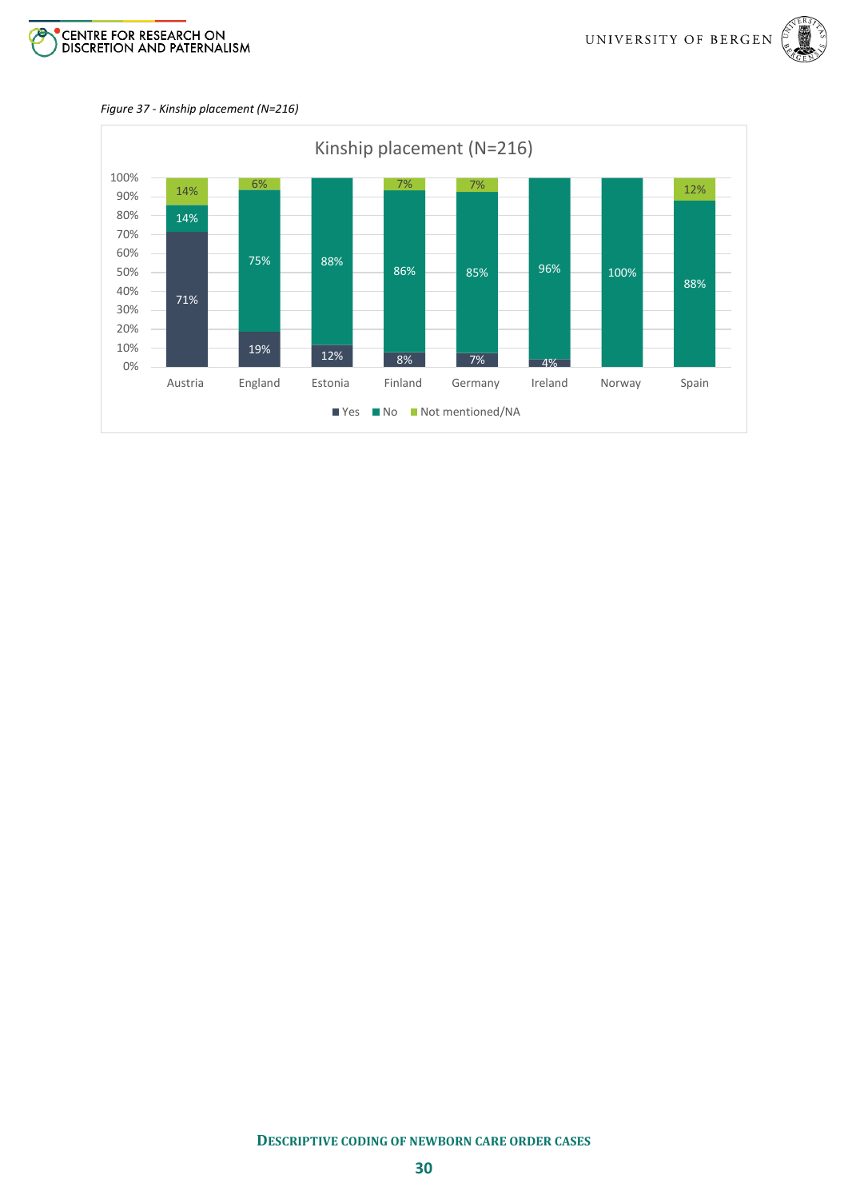*Figure 37 - Kinship placement (N=216)*

Kinship placement (N=216)

100%
90%
80%
70%
60%
50%
40%
30%
20%
10%
0%

Austria: 71%, 14%, 14%
England: 19%, 75%, 6%
Estonia: 12%, 88%
Finland: 8%, 86%, 7%
Germany: 7%, 85%, 7%
Ireland: 4%, 96%
Norway: 100%
Spain: 88%, 12%

Yes
No
Not mentioned/NA